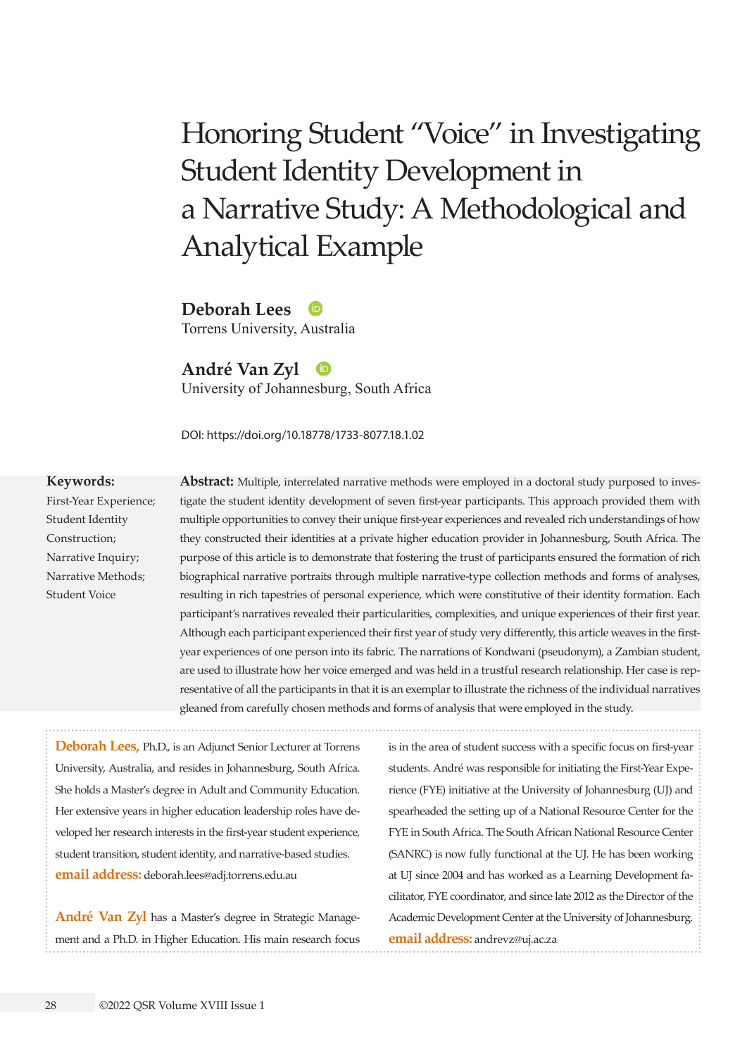# Honoring Student "Voice" in Investigating Student Identity Development in a Narrative Study: A Methodological and Analytical Example

**Deborah Lees**
Torrens University, Australia

**André Van Zyl**
University of Johannesburg, South Africa

DOI: https://doi.org/10.18778/1733-8077.18.1.02

**Keywords:**
First-Year Experience; Student Identity Construction; Narrative Inquiry; Narrative Methods; Student Voice

**Abstract:** Multiple, interrelated narrative methods were employed in a doctoral study purposed to investigate the student identity development of seven first-year participants. This approach provided them with multiple opportunities to convey their unique first-year experiences and revealed rich understandings of how they constructed their identities at a private higher education provider in Johannesburg, South Africa. The purpose of this article is to demonstrate that fostering the trust of participants ensured the formation of rich biographical narrative portraits through multiple narrative-type collection methods and forms of analyses, resulting in rich tapestries of personal experience, which were constitutive of their identity formation. Each participant's narratives revealed their particularities, complexities, and unique experiences of their first year. Although each participant experienced their first year of study very differently, this article weaves in the first-year experiences of one person into its fabric. The narrations of Kondwani (pseudonym), a Zambian student, are used to illustrate how her voice emerged and was held in a trustful research relationship. Her case is representative of all the participants in that it is an exemplar to illustrate the richness of the individual narratives gleaned from carefully chosen methods and forms of analysis that were employed in the study.

**Deborah Lees,** Ph.D., is an Adjunct Senior Lecturer at Torrens University, Australia, and resides in Johannesburg, South Africa. She holds a Master's degree in Adult and Community Education. Her extensive years in higher education leadership roles have developed her research interests in the first-year student experience, student transition, student identity, and narrative-based studies.
**email address:** deborah.lees@adj.torrens.edu.au

**André Van Zyl** has a Master's degree in Strategic Management and a Ph.D. in Higher Education. His main research focus is in the area of student success with a specific focus on first-year students. André was responsible for initiating the First-Year Experience (FYE) initiative at the University of Johannesburg (UJ) and spearheaded the setting up of a National Resource Center for the FYE in South Africa. The South African National Resource Center (SANRC) is now fully functional at the UJ. He has been working at UJ since 2004 and has worked as a Learning Development facilitator, FYE coordinator, and since late 2012 as the Director of the Academic Development Center at the University of Johannesburg.
**email address:** andrevz@uj.ac.za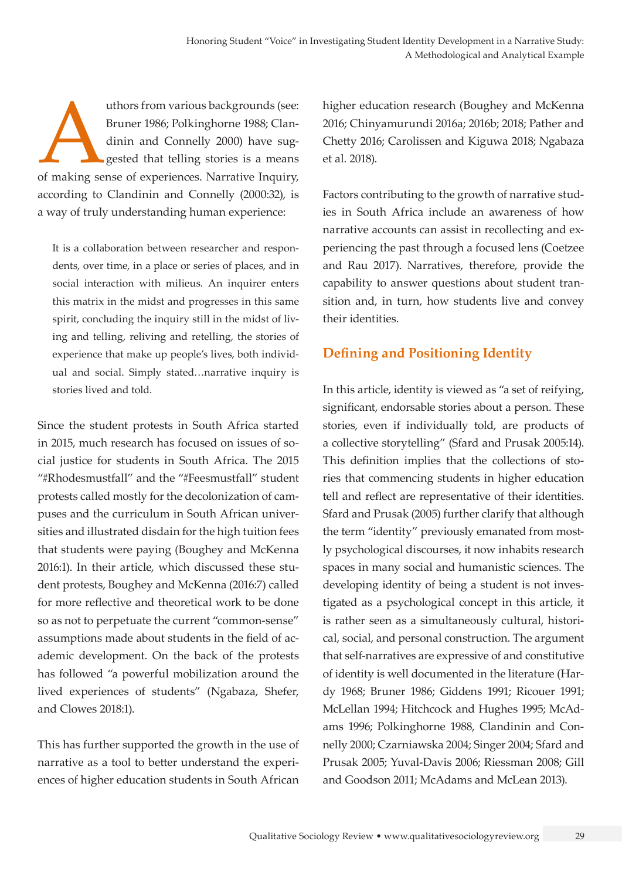Authors from various backgrounds (see: Bruner 1986; Polkinghorne 1988; Clandinin and Connelly 2000) have suggested that telling stories is a means of making sense of experiences. Narrative Inquiry, according to Clandinin and Connelly (2000:32), is a way of truly understanding human experience:

> It is a collaboration between researcher and respondents, over time, in a place or series of places, and in social interaction with milieus. An inquirer enters this matrix in the midst and progresses in this same spirit, concluding the inquiry still in the midst of living and telling, reliving and retelling, the stories of experience that make up people's lives, both individual and social. Simply stated…narrative inquiry is stories lived and told.

Since the student protests in South Africa started in 2015, much research has focused on issues of social justice for students in South Africa. The 2015 "#Rhodesmustfall" and the "#Feesmustfall" student protests called mostly for the decolonization of campuses and the curriculum in South African universities and illustrated disdain for the high tuition fees that students were paying (Boughey and McKenna 2016:1). In their article, which discussed these student protests, Boughey and McKenna (2016:7) called for more reflective and theoretical work to be done so as not to perpetuate the current "common-sense" assumptions made about students in the field of academic development. On the back of the protests has followed "a powerful mobilization around the lived experiences of students" (Ngabaza, Shefer, and Clowes 2018:1).

This has further supported the growth in the use of narrative as a tool to better understand the experiences of higher education students in South African higher education research (Boughey and McKenna 2016; Chinyamurundi 2016a; 2016b; 2018; Pather and Chetty 2016; Carolissen and Kiguwa 2018; Ngabaza et al. 2018).

Factors contributing to the growth of narrative studies in South Africa include an awareness of how narrative accounts can assist in recollecting and experiencing the past through a focused lens (Coetzee and Rau 2017). Narratives, therefore, provide the capability to answer questions about student transition and, in turn, how students live and convey their identities.

## Defining and Positioning Identity

In this article, identity is viewed as "a set of reifying, significant, endorsable stories about a person. These stories, even if individually told, are products of a collective storytelling" (Sfard and Prusak 2005:14). This definition implies that the collections of stories that commencing students in higher education tell and reflect are representative of their identities. Sfard and Prusak (2005) further clarify that although the term "identity" previously emanated from mostly psychological discourses, it now inhabits research spaces in many social and humanistic sciences. The developing identity of being a student is not investigated as a psychological concept in this article, it is rather seen as a simultaneously cultural, historical, social, and personal construction. The argument that self-narratives are expressive of and constitutive of identity is well documented in the literature (Hardy 1968; Bruner 1986; Giddens 1991; Ricouer 1991; McLellan 1994; Hitchcock and Hughes 1995; McAdams 1996; Polkinghorne 1988, Clandinin and Connelly 2000; Czarniawska 2004; Singer 2004; Sfard and Prusak 2005; Yuval-Davis 2006; Riessman 2008; Gill and Goodson 2011; McAdams and McLean 2013).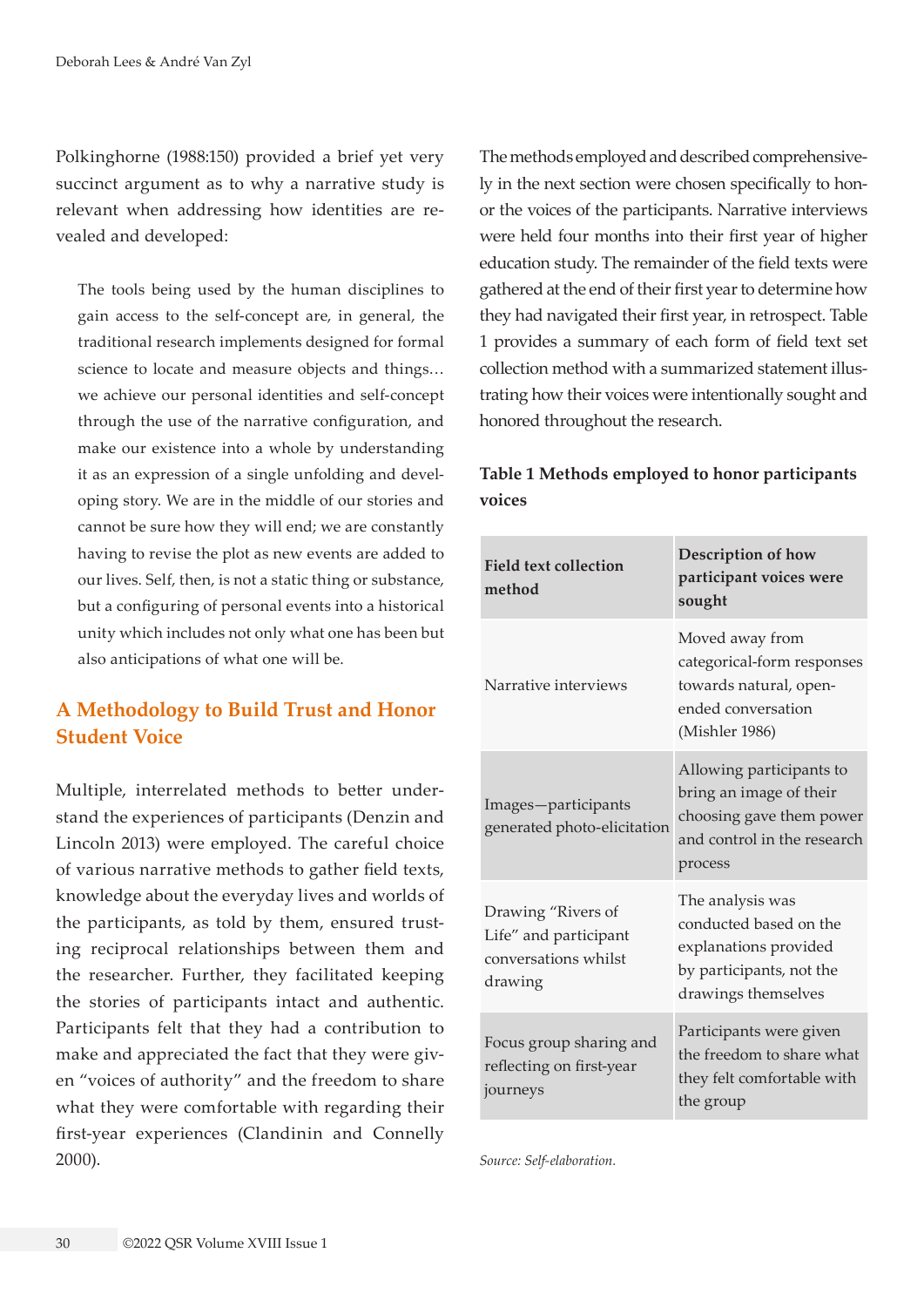Polkinghorne (1988:150) provided a brief yet very succinct argument as to why a narrative study is relevant when addressing how identities are revealed and developed:

> The tools being used by the human disciplines to gain access to the self-concept are, in general, the traditional research implements designed for formal science to locate and measure objects and things… we achieve our personal identities and self-concept through the use of the narrative configuration, and make our existence into a whole by understanding it as an expression of a single unfolding and developing story. We are in the middle of our stories and cannot be sure how they will end; we are constantly having to revise the plot as new events are added to our lives. Self, then, is not a static thing or substance, but a configuring of personal events into a historical unity which includes not only what one has been but also anticipations of what one will be.

## A Methodology to Build Trust and Honor Student Voice

Multiple, interrelated methods to better understand the experiences of participants (Denzin and Lincoln 2013) were employed. The careful choice of various narrative methods to gather field texts, knowledge about the everyday lives and worlds of the participants, as told by them, ensured trusting reciprocal relationships between them and the researcher. Further, they facilitated keeping the stories of participants intact and authentic. Participants felt that they had a contribution to make and appreciated the fact that they were given "voices of authority" and the freedom to share what they were comfortable with regarding their first-year experiences (Clandinin and Connelly 2000).

The methods employed and described comprehensively in the next section were chosen specifically to honor the voices of the participants. Narrative interviews were held four months into their first year of higher education study. The remainder of the field texts were gathered at the end of their first year to determine how they had navigated their first year, in retrospect. Table 1 provides a summary of each form of field text set collection method with a summarized statement illustrating how their voices were intentionally sought and honored throughout the research.

**Table 1 Methods employed to honor participants voices**

| Field text collection method | Description of how participant voices were sought |
|---|---|
| Narrative interviews | Moved away from categorical-form responses towards natural, open-ended conversation (Mishler 1986) |
| Images—participants generated photo-elicitation | Allowing participants to bring an image of their choosing gave them power and control in the research process |
| Drawing "Rivers of Life" and participant conversations whilst drawing | The analysis was conducted based on the explanations provided by participants, not the drawings themselves |
| Focus group sharing and reflecting on first-year journeys | Participants were given the freedom to share what they felt comfortable with the group |

*Source: Self-elaboration.*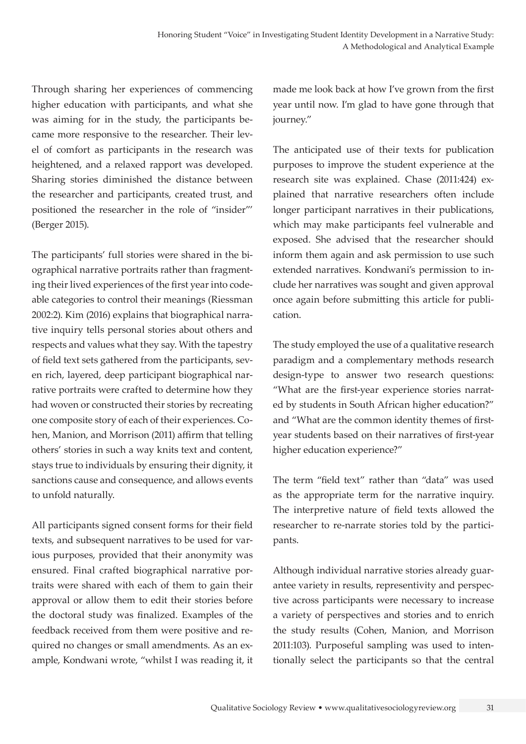Through sharing her experiences of commencing higher education with participants, and what she was aiming for in the study, the participants became more responsive to the researcher. Their level of comfort as participants in the research was heightened, and a relaxed rapport was developed. Sharing stories diminished the distance between the researcher and participants, created trust, and positioned the researcher in the role of "insider"' (Berger 2015).

The participants' full stories were shared in the biographical narrative portraits rather than fragmenting their lived experiences of the first year into codeable categories to control their meanings (Riessman 2002:2). Kim (2016) explains that biographical narrative inquiry tells personal stories about others and respects and values what they say. With the tapestry of field text sets gathered from the participants, seven rich, layered, deep participant biographical narrative portraits were crafted to determine how they had woven or constructed their stories by recreating one composite story of each of their experiences. Cohen, Manion, and Morrison (2011) affirm that telling others' stories in such a way knits text and content, stays true to individuals by ensuring their dignity, it sanctions cause and consequence, and allows events to unfold naturally.

All participants signed consent forms for their field texts, and subsequent narratives to be used for various purposes, provided that their anonymity was ensured. Final crafted biographical narrative portraits were shared with each of them to gain their approval or allow them to edit their stories before the doctoral study was finalized. Examples of the feedback received from them were positive and required no changes or small amendments. As an example, Kondwani wrote, "whilst I was reading it, it made me look back at how I've grown from the first year until now. I'm glad to have gone through that journey."

The anticipated use of their texts for publication purposes to improve the student experience at the research site was explained. Chase (2011:424) explained that narrative researchers often include longer participant narratives in their publications, which may make participants feel vulnerable and exposed. She advised that the researcher should inform them again and ask permission to use such extended narratives. Kondwani's permission to include her narratives was sought and given approval once again before submitting this article for publication.

The study employed the use of a qualitative research paradigm and a complementary methods research design-type to answer two research questions: "What are the first-year experience stories narrated by students in South African higher education?" and "What are the common identity themes of first-year students based on their narratives of first-year higher education experience?"

The term "field text" rather than "data" was used as the appropriate term for the narrative inquiry. The interpretive nature of field texts allowed the researcher to re-narrate stories told by the participants.

Although individual narrative stories already guarantee variety in results, representivity and perspective across participants were necessary to increase a variety of perspectives and stories and to enrich the study results (Cohen, Manion, and Morrison 2011:103). Purposeful sampling was used to intentionally select the participants so that the central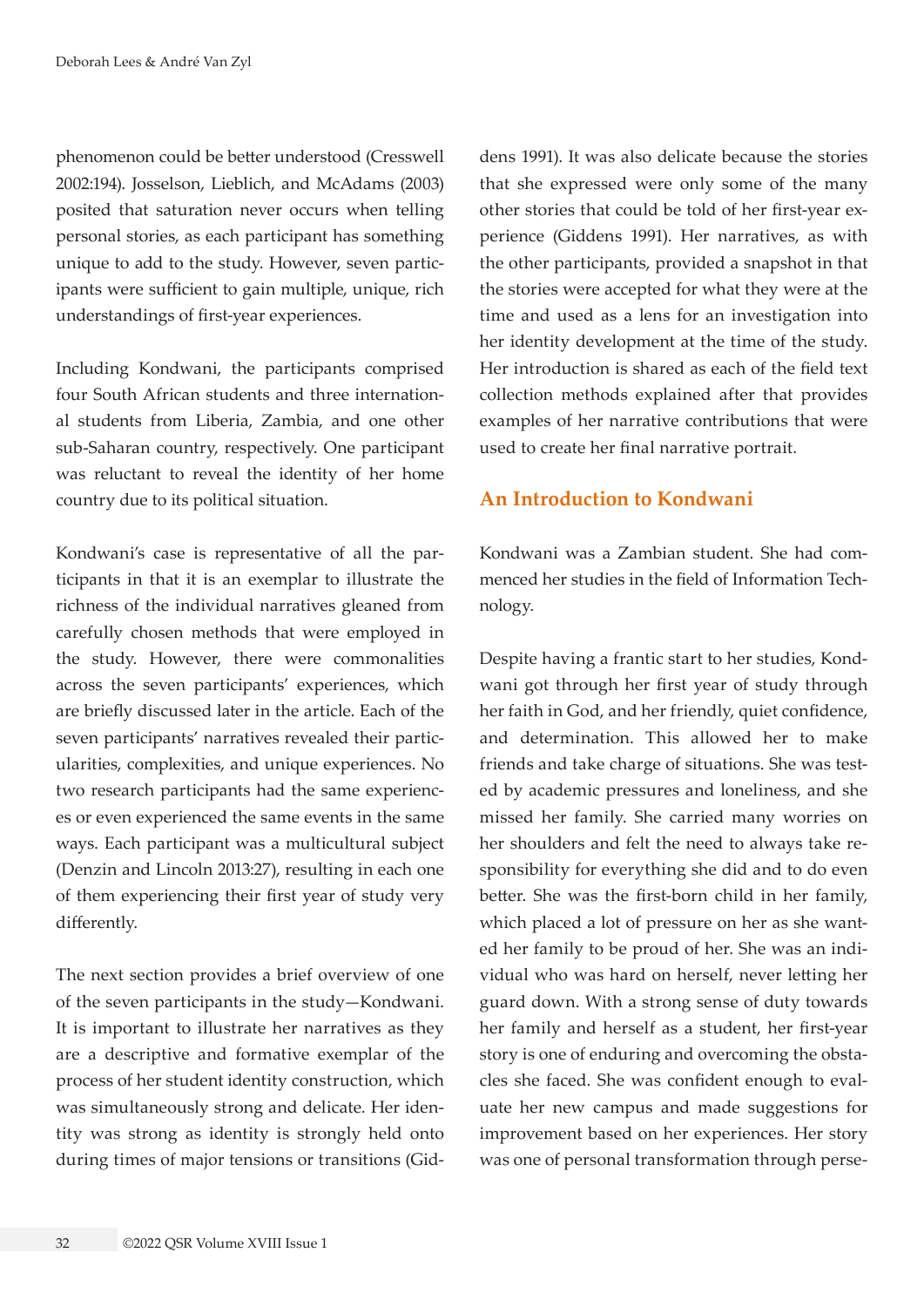phenomenon could be better understood (Cresswell 2002:194). Josselson, Lieblich, and McAdams (2003) posited that saturation never occurs when telling personal stories, as each participant has something unique to add to the study. However, seven participants were sufficient to gain multiple, unique, rich understandings of first-year experiences.

Including Kondwani, the participants comprised four South African students and three international students from Liberia, Zambia, and one other sub-Saharan country, respectively. One participant was reluctant to reveal the identity of her home country due to its political situation.

Kondwani's case is representative of all the participants in that it is an exemplar to illustrate the richness of the individual narratives gleaned from carefully chosen methods that were employed in the study. However, there were commonalities across the seven participants' experiences, which are briefly discussed later in the article. Each of the seven participants' narratives revealed their particularities, complexities, and unique experiences. No two research participants had the same experiences or even experienced the same events in the same ways. Each participant was a multicultural subject (Denzin and Lincoln 2013:27), resulting in each one of them experiencing their first year of study very differently.

The next section provides a brief overview of one of the seven participants in the study—Kondwani. It is important to illustrate her narratives as they are a descriptive and formative exemplar of the process of her student identity construction, which was simultaneously strong and delicate. Her identity was strong as identity is strongly held onto during times of major tensions or transitions (Giddens 1991). It was also delicate because the stories that she expressed were only some of the many other stories that could be told of her first-year experience (Giddens 1991). Her narratives, as with the other participants, provided a snapshot in that the stories were accepted for what they were at the time and used as a lens for an investigation into her identity development at the time of the study. Her introduction is shared as each of the field text collection methods explained after that provides examples of her narrative contributions that were used to create her final narrative portrait.

## An Introduction to Kondwani

Kondwani was a Zambian student. She had commenced her studies in the field of Information Technology.

Despite having a frantic start to her studies, Kondwani got through her first year of study through her faith in God, and her friendly, quiet confidence, and determination. This allowed her to make friends and take charge of situations. She was tested by academic pressures and loneliness, and she missed her family. She carried many worries on her shoulders and felt the need to always take responsibility for everything she did and to do even better. She was the first-born child in her family, which placed a lot of pressure on her as she wanted her family to be proud of her. She was an individual who was hard on herself, never letting her guard down. With a strong sense of duty towards her family and herself as a student, her first-year story is one of enduring and overcoming the obstacles she faced. She was confident enough to evaluate her new campus and made suggestions for improvement based on her experiences. Her story was one of personal transformation through perse-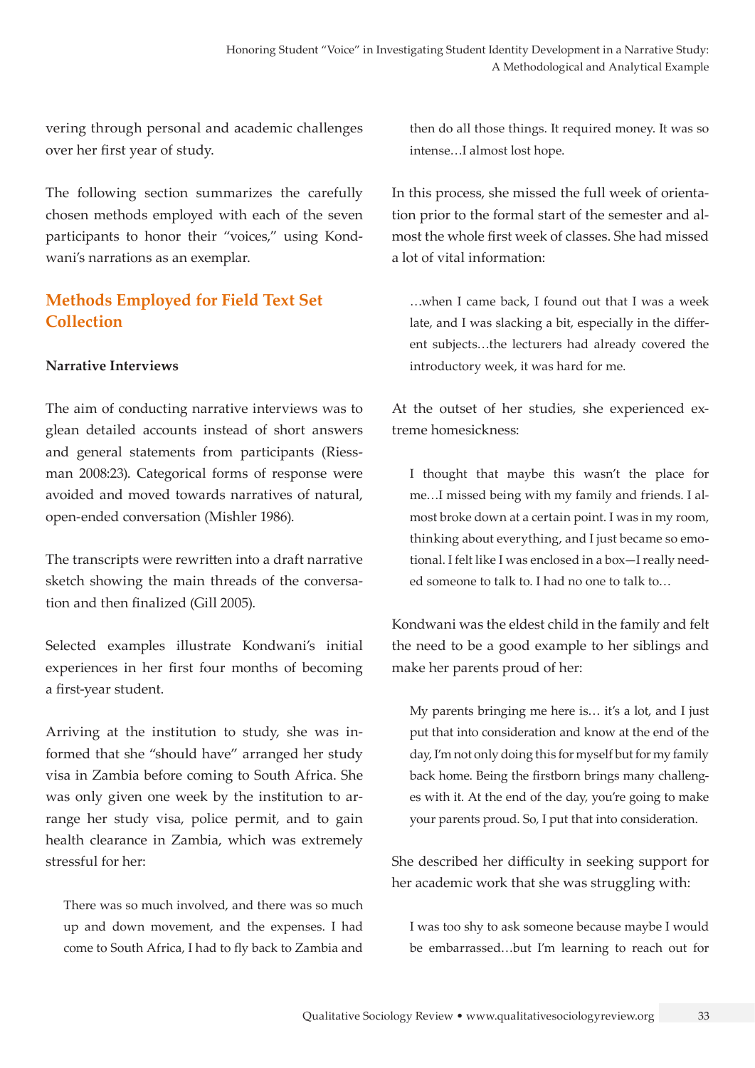vering through personal and academic challenges over her first year of study.

The following section summarizes the carefully chosen methods employed with each of the seven participants to honor their "voices," using Kondwani's narrations as an exemplar.

## Methods Employed for Field Text Set Collection

### Narrative Interviews

The aim of conducting narrative interviews was to glean detailed accounts instead of short answers and general statements from participants (Riessman 2008:23). Categorical forms of response were avoided and moved towards narratives of natural, open-ended conversation (Mishler 1986).

The transcripts were rewritten into a draft narrative sketch showing the main threads of the conversation and then finalized (Gill 2005).

Selected examples illustrate Kondwani's initial experiences in her first four months of becoming a first-year student.

Arriving at the institution to study, she was informed that she "should have" arranged her study visa in Zambia before coming to South Africa. She was only given one week by the institution to arrange her study visa, police permit, and to gain health clearance in Zambia, which was extremely stressful for her:

> There was so much involved, and there was so much up and down movement, and the expenses. I had come to South Africa, I had to fly back to Zambia and then do all those things. It required money. It was so intense…I almost lost hope.

In this process, she missed the full week of orientation prior to the formal start of the semester and almost the whole first week of classes. She had missed a lot of vital information:

> …when I came back, I found out that I was a week late, and I was slacking a bit, especially in the different subjects…the lecturers had already covered the introductory week, it was hard for me.

At the outset of her studies, she experienced extreme homesickness:

> I thought that maybe this wasn't the place for me…I missed being with my family and friends. I almost broke down at a certain point. I was in my room, thinking about everything, and I just became so emotional. I felt like I was enclosed in a box—I really needed someone to talk to. I had no one to talk to…

Kondwani was the eldest child in the family and felt the need to be a good example to her siblings and make her parents proud of her:

> My parents bringing me here is… it's a lot, and I just put that into consideration and know at the end of the day, I'm not only doing this for myself but for my family back home. Being the firstborn brings many challenges with it. At the end of the day, you're going to make your parents proud. So, I put that into consideration.

She described her difficulty in seeking support for her academic work that she was struggling with:

> I was too shy to ask someone because maybe I would be embarrassed…but I'm learning to reach out for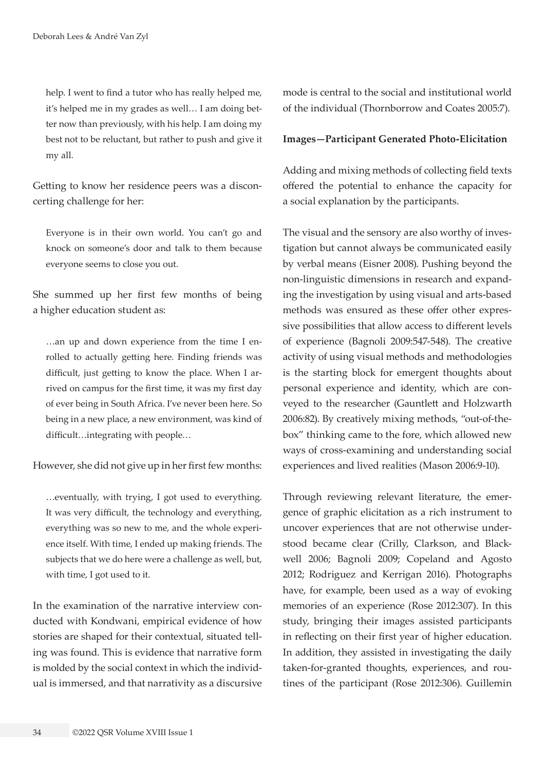help. I went to find a tutor who has really helped me, it's helped me in my grades as well… I am doing better now than previously, with his help. I am doing my best not to be reluctant, but rather to push and give it my all.

Getting to know her residence peers was a disconcerting challenge for her:

> Everyone is in their own world. You can't go and knock on someone's door and talk to them because everyone seems to close you out.

She summed up her first few months of being a higher education student as:

> …an up and down experience from the time I enrolled to actually getting here. Finding friends was difficult, just getting to know the place. When I arrived on campus for the first time, it was my first day of ever being in South Africa. I've never been here. So being in a new place, a new environment, was kind of difficult…integrating with people…

However, she did not give up in her first few months:

> …eventually, with trying, I got used to everything. It was very difficult, the technology and everything, everything was so new to me, and the whole experience itself. With time, I ended up making friends. The subjects that we do here were a challenge as well, but, with time, I got used to it.

In the examination of the narrative interview conducted with Kondwani, empirical evidence of how stories are shaped for their contextual, situated telling was found. This is evidence that narrative form is molded by the social context in which the individual is immersed, and that narrativity as a discursive mode is central to the social and institutional world of the individual (Thornborrow and Coates 2005:7).

**Images—Participant Generated Photo-Elicitation**

Adding and mixing methods of collecting field texts offered the potential to enhance the capacity for a social explanation by the participants.

The visual and the sensory are also worthy of investigation but cannot always be communicated easily by verbal means (Eisner 2008). Pushing beyond the non-linguistic dimensions in research and expanding the investigation by using visual and arts-based methods was ensured as these offer other expressive possibilities that allow access to different levels of experience (Bagnoli 2009:547-548). The creative activity of using visual methods and methodologies is the starting block for emergent thoughts about personal experience and identity, which are conveyed to the researcher (Gauntlett and Holzwarth 2006:82). By creatively mixing methods, "out-of-the-box" thinking came to the fore, which allowed new ways of cross-examining and understanding social experiences and lived realities (Mason 2006:9-10).

Through reviewing relevant literature, the emergence of graphic elicitation as a rich instrument to uncover experiences that are not otherwise understood became clear (Crilly, Clarkson, and Blackwell 2006; Bagnoli 2009; Copeland and Agosto 2012; Rodriguez and Kerrigan 2016). Photographs have, for example, been used as a way of evoking memories of an experience (Rose 2012:307). In this study, bringing their images assisted participants in reflecting on their first year of higher education. In addition, they assisted in investigating the daily taken-for-granted thoughts, experiences, and routines of the participant (Rose 2012:306). Guillemin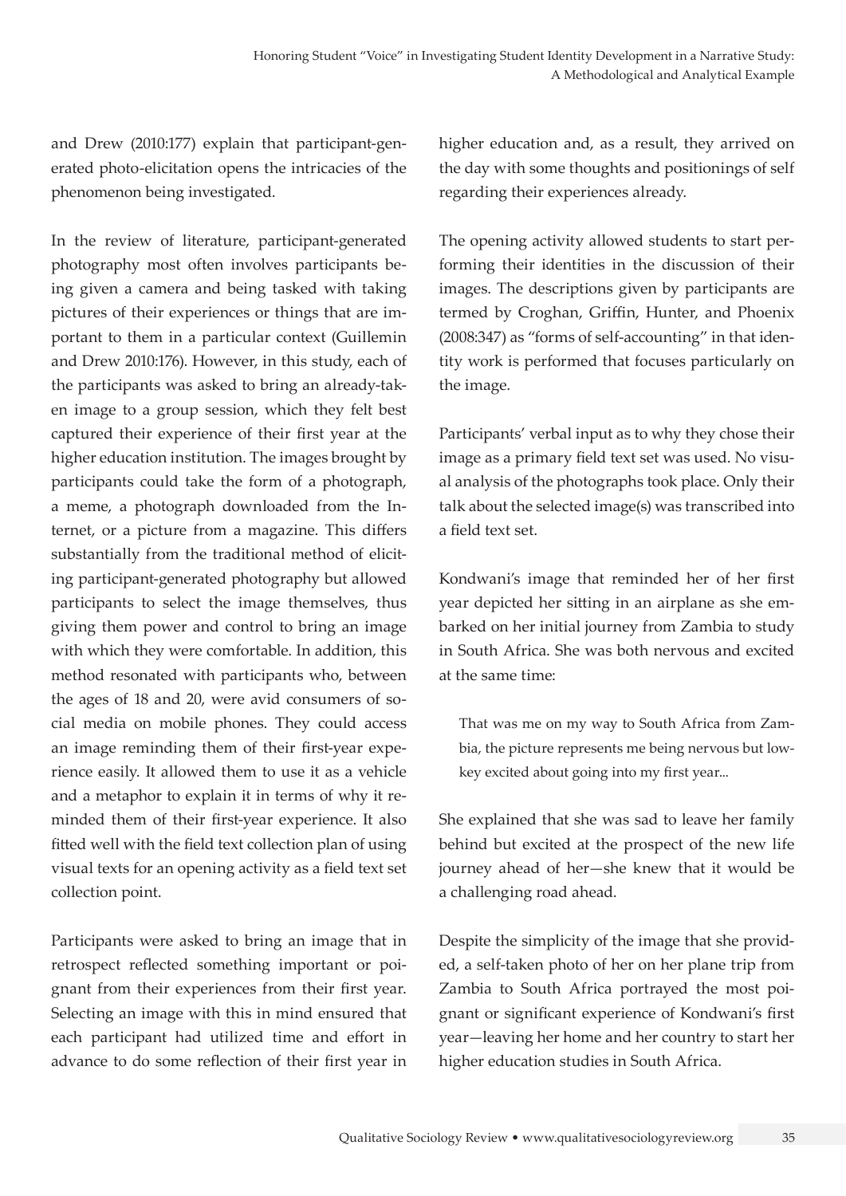and Drew (2010:177) explain that participant-generated photo-elicitation opens the intricacies of the phenomenon being investigated.

In the review of literature, participant-generated photography most often involves participants being given a camera and being tasked with taking pictures of their experiences or things that are important to them in a particular context (Guillemin and Drew 2010:176). However, in this study, each of the participants was asked to bring an already-taken image to a group session, which they felt best captured their experience of their first year at the higher education institution. The images brought by participants could take the form of a photograph, a meme, a photograph downloaded from the Internet, or a picture from a magazine. This differs substantially from the traditional method of eliciting participant-generated photography but allowed participants to select the image themselves, thus giving them power and control to bring an image with which they were comfortable. In addition, this method resonated with participants who, between the ages of 18 and 20, were avid consumers of social media on mobile phones. They could access an image reminding them of their first-year experience easily. It allowed them to use it as a vehicle and a metaphor to explain it in terms of why it reminded them of their first-year experience. It also fitted well with the field text collection plan of using visual texts for an opening activity as a field text set collection point.

Participants were asked to bring an image that in retrospect reflected something important or poignant from their experiences from their first year. Selecting an image with this in mind ensured that each participant had utilized time and effort in advance to do some reflection of their first year in higher education and, as a result, they arrived on the day with some thoughts and positionings of self regarding their experiences already.

The opening activity allowed students to start performing their identities in the discussion of their images. The descriptions given by participants are termed by Croghan, Griffin, Hunter, and Phoenix (2008:347) as "forms of self-accounting" in that identity work is performed that focuses particularly on the image.

Participants' verbal input as to why they chose their image as a primary field text set was used. No visual analysis of the photographs took place. Only their talk about the selected image(s) was transcribed into a field text set.

Kondwani's image that reminded her of her first year depicted her sitting in an airplane as she embarked on her initial journey from Zambia to study in South Africa. She was both nervous and excited at the same time:

> That was me on my way to South Africa from Zambia, the picture represents me being nervous but low-key excited about going into my first year...

She explained that she was sad to leave her family behind but excited at the prospect of the new life journey ahead of her—she knew that it would be a challenging road ahead.

Despite the simplicity of the image that she provided, a self-taken photo of her on her plane trip from Zambia to South Africa portrayed the most poignant or significant experience of Kondwani's first year—leaving her home and her country to start her higher education studies in South Africa.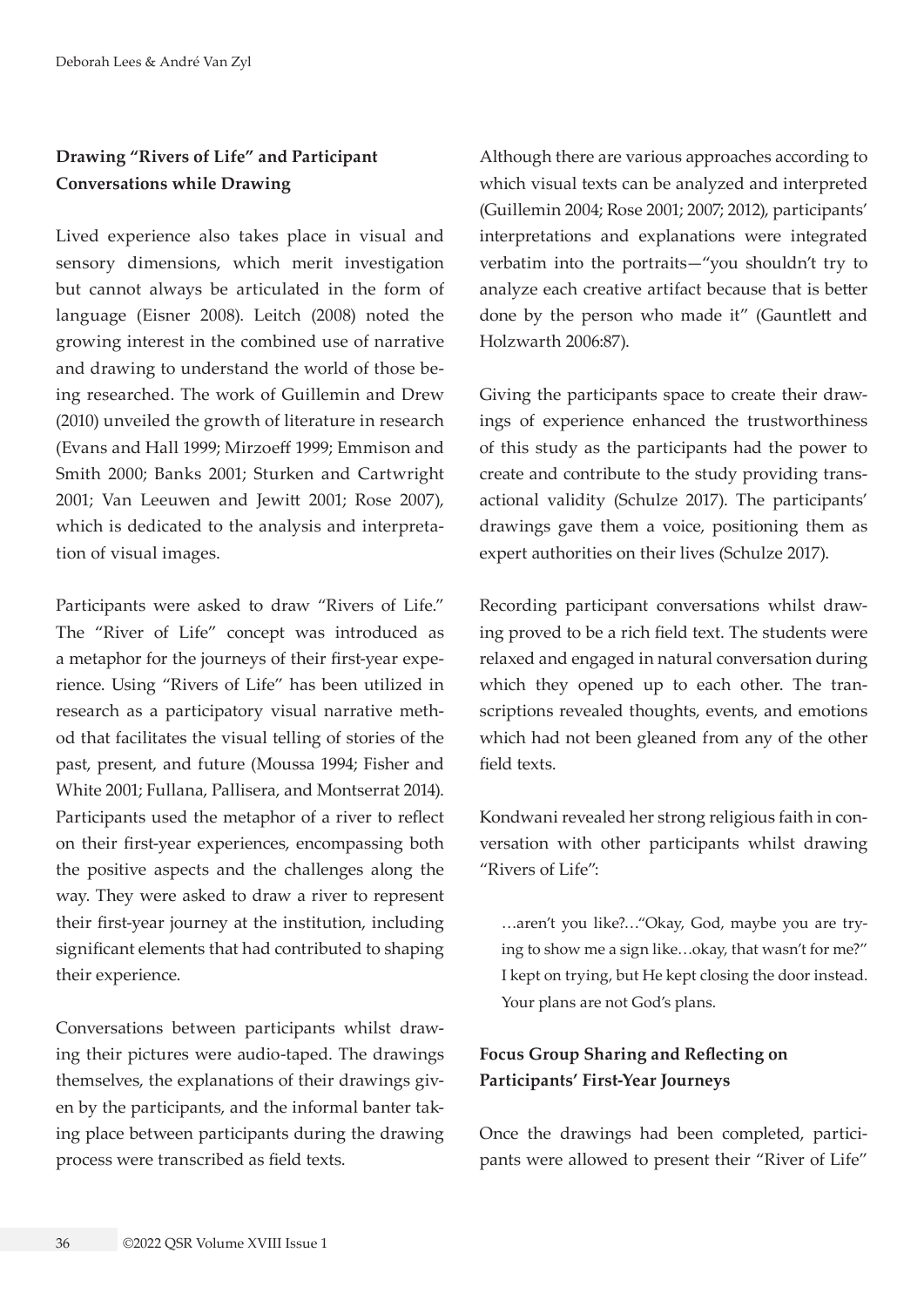**Drawing "Rivers of Life" and Participant Conversations while Drawing**

Lived experience also takes place in visual and sensory dimensions, which merit investigation but cannot always be articulated in the form of language (Eisner 2008). Leitch (2008) noted the growing interest in the combined use of narrative and drawing to understand the world of those being researched. The work of Guillemin and Drew (2010) unveiled the growth of literature in research (Evans and Hall 1999; Mirzoeff 1999; Emmison and Smith 2000; Banks 2001; Sturken and Cartwright 2001; Van Leeuwen and Jewitt 2001; Rose 2007), which is dedicated to the analysis and interpretation of visual images.

Participants were asked to draw "Rivers of Life." The "River of Life" concept was introduced as a metaphor for the journeys of their first-year experience. Using "Rivers of Life" has been utilized in research as a participatory visual narrative method that facilitates the visual telling of stories of the past, present, and future (Moussa 1994; Fisher and White 2001; Fullana, Pallisera, and Montserrat 2014). Participants used the metaphor of a river to reflect on their first-year experiences, encompassing both the positive aspects and the challenges along the way. They were asked to draw a river to represent their first-year journey at the institution, including significant elements that had contributed to shaping their experience.

Conversations between participants whilst drawing their pictures were audio-taped. The drawings themselves, the explanations of their drawings given by the participants, and the informal banter taking place between participants during the drawing process were transcribed as field texts.

Although there are various approaches according to which visual texts can be analyzed and interpreted (Guillemin 2004; Rose 2001; 2007; 2012), participants' interpretations and explanations were integrated verbatim into the portraits—"you shouldn't try to analyze each creative artifact because that is better done by the person who made it" (Gauntlett and Holzwarth 2006:87).

Giving the participants space to create their drawings of experience enhanced the trustworthiness of this study as the participants had the power to create and contribute to the study providing transactional validity (Schulze 2017). The participants' drawings gave them a voice, positioning them as expert authorities on their lives (Schulze 2017).

Recording participant conversations whilst drawing proved to be a rich field text. The students were relaxed and engaged in natural conversation during which they opened up to each other. The transcriptions revealed thoughts, events, and emotions which had not been gleaned from any of the other field texts.

Kondwani revealed her strong religious faith in conversation with other participants whilst drawing "Rivers of Life":

> …aren't you like?…"Okay, God, maybe you are trying to show me a sign like…okay, that wasn't for me?" I kept on trying, but He kept closing the door instead. Your plans are not God's plans.

**Focus Group Sharing and Reflecting on Participants' First-Year Journeys**

Once the drawings had been completed, participants were allowed to present their "River of Life"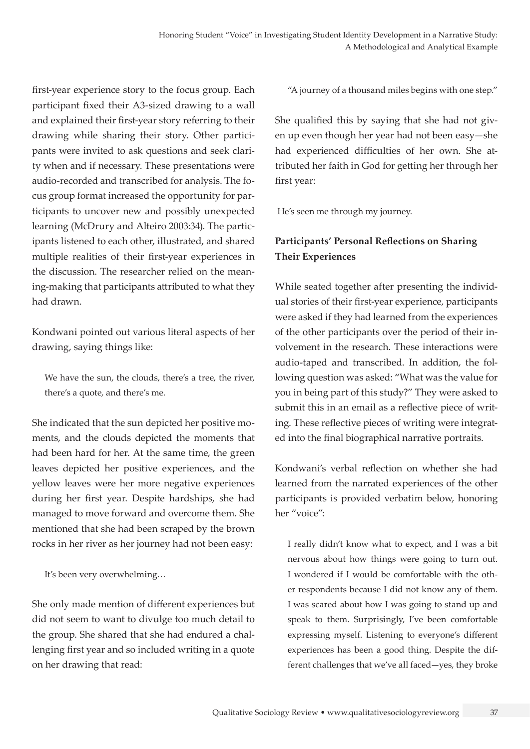first-year experience story to the focus group. Each participant fixed their A3-sized drawing to a wall and explained their first-year story referring to their drawing while sharing their story. Other participants were invited to ask questions and seek clarity when and if necessary. These presentations were audio-recorded and transcribed for analysis. The focus group format increased the opportunity for participants to uncover new and possibly unexpected learning (McDrury and Alteiro 2003:34). The participants listened to each other, illustrated, and shared multiple realities of their first-year experiences in the discussion. The researcher relied on the meaning-making that participants attributed to what they had drawn.

Kondwani pointed out various literal aspects of her drawing, saying things like:

> We have the sun, the clouds, there's a tree, the river, there's a quote, and there's me.

She indicated that the sun depicted her positive moments, and the clouds depicted the moments that had been hard for her. At the same time, the green leaves depicted her positive experiences, and the yellow leaves were her more negative experiences during her first year. Despite hardships, she had managed to move forward and overcome them. She mentioned that she had been scraped by the brown rocks in her river as her journey had not been easy:

> It's been very overwhelming…

She only made mention of different experiences but did not seem to want to divulge too much detail to the group. She shared that she had endured a challenging first year and so included writing in a quote on her drawing that read:

> "A journey of a thousand miles begins with one step."

She qualified this by saying that she had not given up even though her year had not been easy—she had experienced difficulties of her own. She attributed her faith in God for getting her through her first year:

> He's seen me through my journey.

### Participants' Personal Reflections on Sharing Their Experiences

While seated together after presenting the individual stories of their first-year experience, participants were asked if they had learned from the experiences of the other participants over the period of their involvement in the research. These interactions were audio-taped and transcribed. In addition, the following question was asked: "What was the value for you in being part of this study?" They were asked to submit this in an email as a reflective piece of writing. These reflective pieces of writing were integrated into the final biographical narrative portraits.

Kondwani's verbal reflection on whether she had learned from the narrated experiences of the other participants is provided verbatim below, honoring her "voice":

> I really didn't know what to expect, and I was a bit nervous about how things were going to turn out. I wondered if I would be comfortable with the other respondents because I did not know any of them. I was scared about how I was going to stand up and speak to them. Surprisingly, I've been comfortable expressing myself. Listening to everyone's different experiences has been a good thing. Despite the different challenges that we've all faced—yes, they broke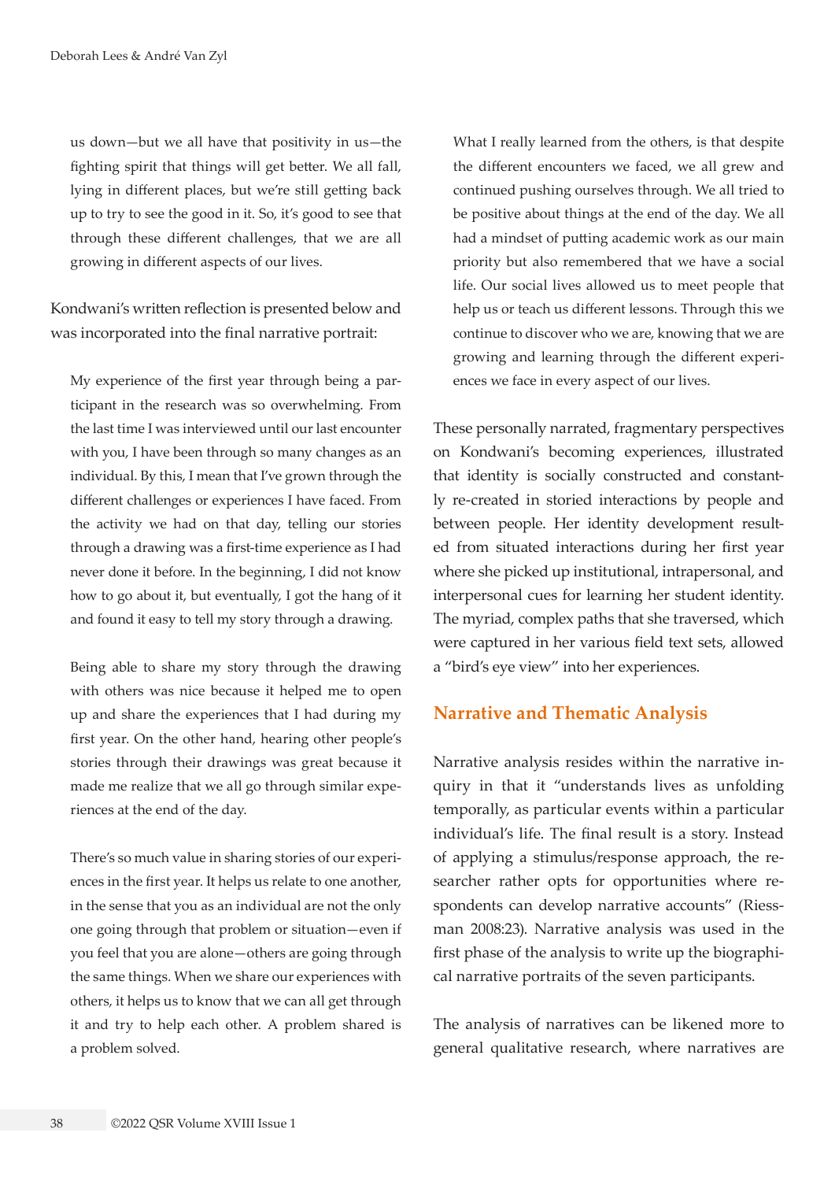us down—but we all have that positivity in us—the fighting spirit that things will get better. We all fall, lying in different places, but we're still getting back up to try to see the good in it. So, it's good to see that through these different challenges, that we are all growing in different aspects of our lives.

Kondwani's written reflection is presented below and was incorporated into the final narrative portrait:

> My experience of the first year through being a participant in the research was so overwhelming. From the last time I was interviewed until our last encounter with you, I have been through so many changes as an individual. By this, I mean that I've grown through the different challenges or experiences I have faced. From the activity we had on that day, telling our stories through a drawing was a first-time experience as I had never done it before. In the beginning, I did not know how to go about it, but eventually, I got the hang of it and found it easy to tell my story through a drawing.
>
> Being able to share my story through the drawing with others was nice because it helped me to open up and share the experiences that I had during my first year. On the other hand, hearing other people's stories through their drawings was great because it made me realize that we all go through similar experiences at the end of the day.
>
> There's so much value in sharing stories of our experiences in the first year. It helps us relate to one another, in the sense that you as an individual are not the only one going through that problem or situation—even if you feel that you are alone—others are going through the same things. When we share our experiences with others, it helps us to know that we can all get through it and try to help each other. A problem shared is a problem solved.
>
> What I really learned from the others, is that despite the different encounters we faced, we all grew and continued pushing ourselves through. We all tried to be positive about things at the end of the day. We all had a mindset of putting academic work as our main priority but also remembered that we have a social life. Our social lives allowed us to meet people that help us or teach us different lessons. Through this we continue to discover who we are, knowing that we are growing and learning through the different experiences we face in every aspect of our lives.

These personally narrated, fragmentary perspectives on Kondwani's becoming experiences, illustrated that identity is socially constructed and constantly re-created in storied interactions by people and between people. Her identity development resulted from situated interactions during her first year where she picked up institutional, intrapersonal, and interpersonal cues for learning her student identity. The myriad, complex paths that she traversed, which were captured in her various field text sets, allowed a "bird's eye view" into her experiences.

## Narrative and Thematic Analysis

Narrative analysis resides within the narrative inquiry in that it "understands lives as unfolding temporally, as particular events within a particular individual's life. The final result is a story. Instead of applying a stimulus/response approach, the researcher rather opts for opportunities where respondents can develop narrative accounts" (Riessman 2008:23). Narrative analysis was used in the first phase of the analysis to write up the biographical narrative portraits of the seven participants.

The analysis of narratives can be likened more to general qualitative research, where narratives are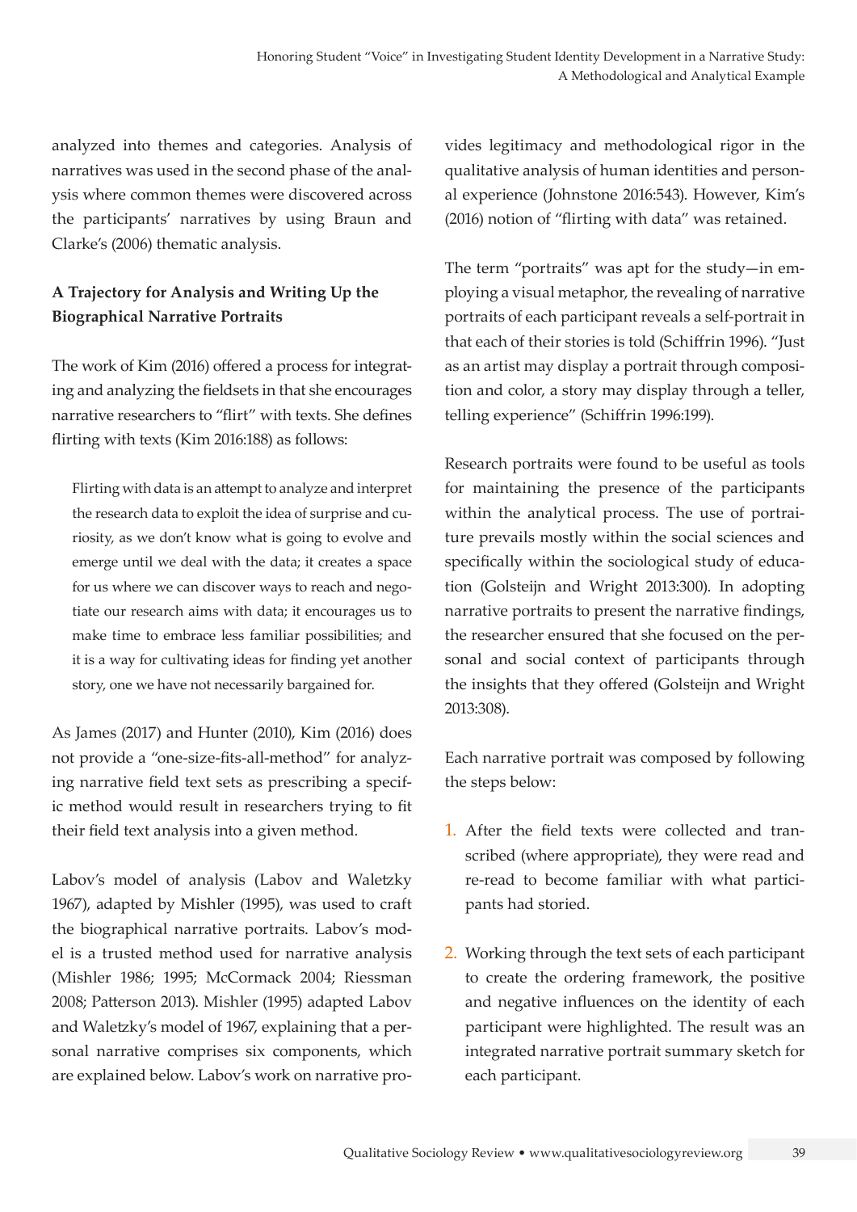analyzed into themes and categories. Analysis of narratives was used in the second phase of the analysis where common themes were discovered across the participants' narratives by using Braun and Clarke's (2006) thematic analysis.

**A Trajectory for Analysis and Writing Up the Biographical Narrative Portraits**

The work of Kim (2016) offered a process for integrating and analyzing the fieldsets in that she encourages narrative researchers to "flirt" with texts. She defines flirting with texts (Kim 2016:188) as follows:

> Flirting with data is an attempt to analyze and interpret the research data to exploit the idea of surprise and curiosity, as we don't know what is going to evolve and emerge until we deal with the data; it creates a space for us where we can discover ways to reach and negotiate our research aims with data; it encourages us to make time to embrace less familiar possibilities; and it is a way for cultivating ideas for finding yet another story, one we have not necessarily bargained for.

As James (2017) and Hunter (2010), Kim (2016) does not provide a "one-size-fits-all-method" for analyzing narrative field text sets as prescribing a specific method would result in researchers trying to fit their field text analysis into a given method.

Labov's model of analysis (Labov and Waletzky 1967), adapted by Mishler (1995), was used to craft the biographical narrative portraits. Labov's model is a trusted method used for narrative analysis (Mishler 1986; 1995; McCormack 2004; Riessman 2008; Patterson 2013). Mishler (1995) adapted Labov and Waletzky's model of 1967, explaining that a personal narrative comprises six components, which are explained below. Labov's work on narrative provides legitimacy and methodological rigor in the qualitative analysis of human identities and personal experience (Johnstone 2016:543). However, Kim's (2016) notion of "flirting with data" was retained.

The term "portraits" was apt for the study—in employing a visual metaphor, the revealing of narrative portraits of each participant reveals a self-portrait in that each of their stories is told (Schiffrin 1996). "Just as an artist may display a portrait through composition and color, a story may display through a teller, telling experience" (Schiffrin 1996:199).

Research portraits were found to be useful as tools for maintaining the presence of the participants within the analytical process. The use of portraiture prevails mostly within the social sciences and specifically within the sociological study of education (Golsteijn and Wright 2013:300). In adopting narrative portraits to present the narrative findings, the researcher ensured that she focused on the personal and social context of participants through the insights that they offered (Golsteijn and Wright 2013:308).

Each narrative portrait was composed by following the steps below:

1. After the field texts were collected and transcribed (where appropriate), they were read and re-read to become familiar with what participants had storied.

2. Working through the text sets of each participant to create the ordering framework, the positive and negative influences on the identity of each participant were highlighted. The result was an integrated narrative portrait summary sketch for each participant.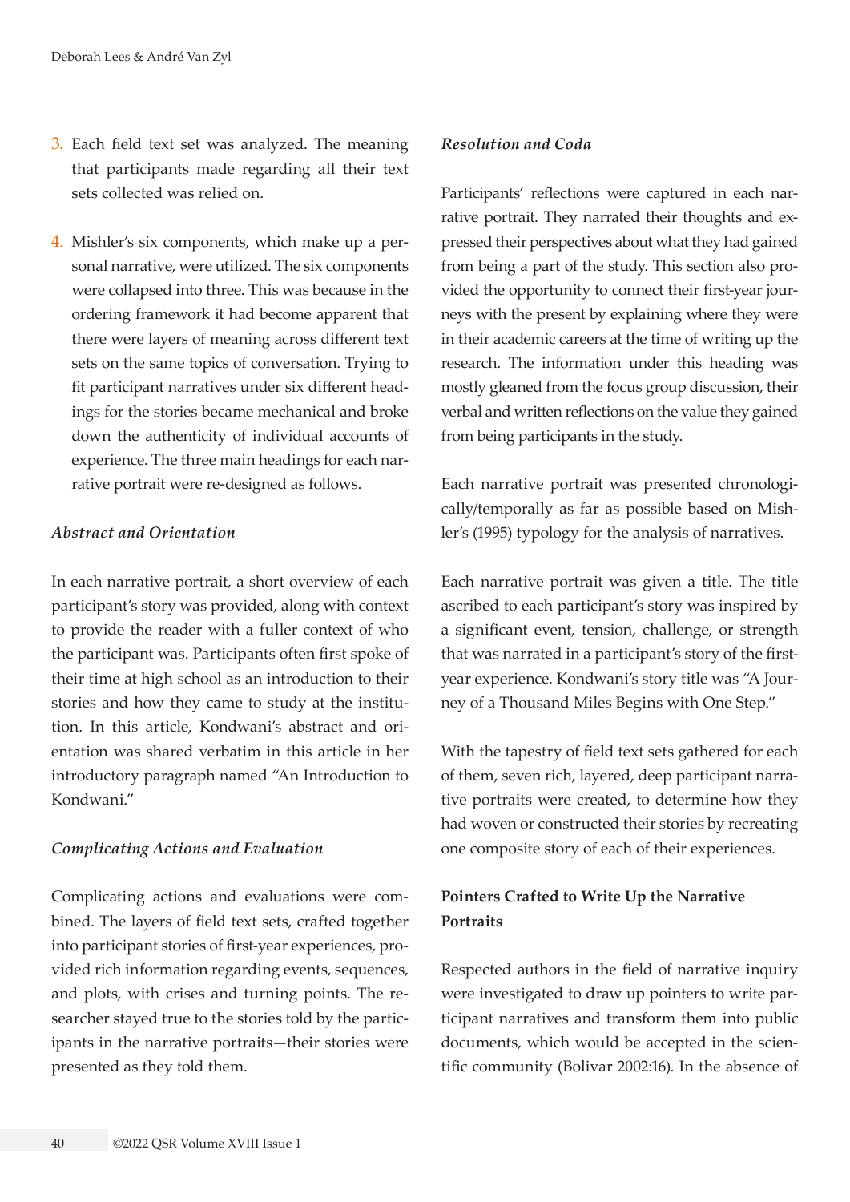3. Each field text set was analyzed. The meaning that participants made regarding all their text sets collected was relied on.

4. Mishler's six components, which make up a personal narrative, were utilized. The six components were collapsed into three. This was because in the ordering framework it had become apparent that there were layers of meaning across different text sets on the same topics of conversation. Trying to fit participant narratives under six different headings for the stories became mechanical and broke down the authenticity of individual accounts of experience. The three main headings for each narrative portrait were re-designed as follows.

*Abstract and Orientation*

In each narrative portrait, a short overview of each participant's story was provided, along with context to provide the reader with a fuller context of who the participant was. Participants often first spoke of their time at high school as an introduction to their stories and how they came to study at the institution. In this article, Kondwani's abstract and orientation was shared verbatim in this article in her introductory paragraph named "An Introduction to Kondwani."

*Complicating Actions and Evaluation*

Complicating actions and evaluations were combined. The layers of field text sets, crafted together into participant stories of first-year experiences, provided rich information regarding events, sequences, and plots, with crises and turning points. The researcher stayed true to the stories told by the participants in the narrative portraits—their stories were presented as they told them.

*Resolution and Coda*

Participants' reflections were captured in each narrative portrait. They narrated their thoughts and expressed their perspectives about what they had gained from being a part of the study. This section also provided the opportunity to connect their first-year journeys with the present by explaining where they were in their academic careers at the time of writing up the research. The information under this heading was mostly gleaned from the focus group discussion, their verbal and written reflections on the value they gained from being participants in the study.

Each narrative portrait was presented chronologically/temporally as far as possible based on Mishler's (1995) typology for the analysis of narratives.

Each narrative portrait was given a title. The title ascribed to each participant's story was inspired by a significant event, tension, challenge, or strength that was narrated in a participant's story of the first-year experience. Kondwani's story title was "A Journey of a Thousand Miles Begins with One Step."

With the tapestry of field text sets gathered for each of them, seven rich, layered, deep participant narrative portraits were created, to determine how they had woven or constructed their stories by recreating one composite story of each of their experiences.

**Pointers Crafted to Write Up the Narrative Portraits**

Respected authors in the field of narrative inquiry were investigated to draw up pointers to write participant narratives and transform them into public documents, which would be accepted in the scientific community (Bolivar 2002:16). In the absence of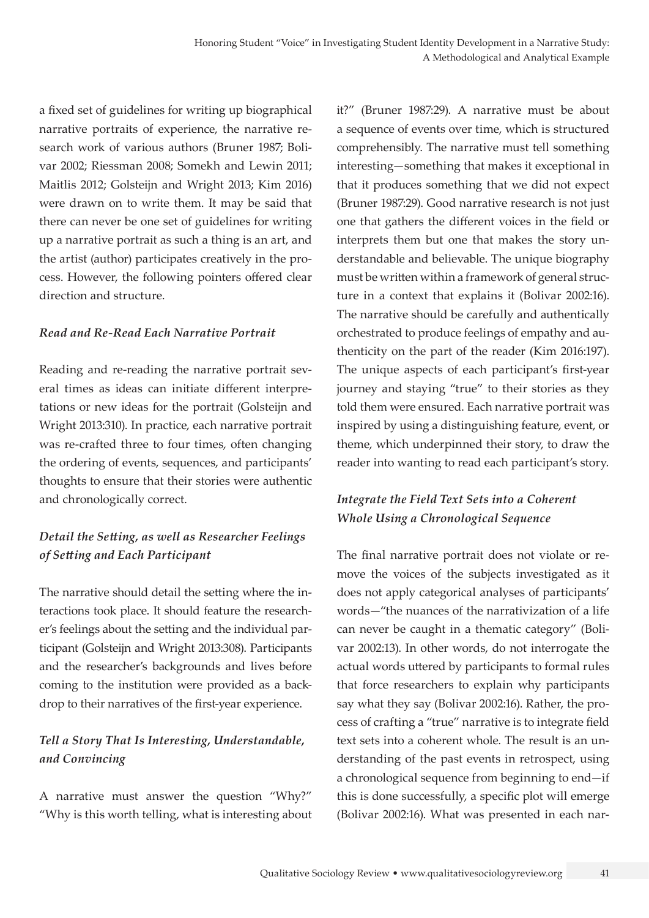a fixed set of guidelines for writing up biographical narrative portraits of experience, the narrative research work of various authors (Bruner 1987; Bolivar 2002; Riessman 2008; Somekh and Lewin 2011; Maitlis 2012; Golsteijn and Wright 2013; Kim 2016) were drawn on to write them. It may be said that there can never be one set of guidelines for writing up a narrative portrait as such a thing is an art, and the artist (author) participates creatively in the process. However, the following pointers offered clear direction and structure.

### *Read and Re-Read Each Narrative Portrait*

Reading and re-reading the narrative portrait several times as ideas can initiate different interpretations or new ideas for the portrait (Golsteijn and Wright 2013:310). In practice, each narrative portrait was re-crafted three to four times, often changing the ordering of events, sequences, and participants' thoughts to ensure that their stories were authentic and chronologically correct.

### *Detail the Setting, as well as Researcher Feelings of Setting and Each Participant*

The narrative should detail the setting where the interactions took place. It should feature the researcher's feelings about the setting and the individual participant (Golsteijn and Wright 2013:308). Participants and the researcher's backgrounds and lives before coming to the institution were provided as a backdrop to their narratives of the first-year experience.

### *Tell a Story That Is Interesting, Understandable, and Convincing*

A narrative must answer the question "Why?" "Why is this worth telling, what is interesting about it?" (Bruner 1987:29). A narrative must be about a sequence of events over time, which is structured comprehensibly. The narrative must tell something interesting—something that makes it exceptional in that it produces something that we did not expect (Bruner 1987:29). Good narrative research is not just one that gathers the different voices in the field or interprets them but one that makes the story understandable and believable. The unique biography must be written within a framework of general structure in a context that explains it (Bolivar 2002:16). The narrative should be carefully and authentically orchestrated to produce feelings of empathy and authenticity on the part of the reader (Kim 2016:197). The unique aspects of each participant's first-year journey and staying "true" to their stories as they told them were ensured. Each narrative portrait was inspired by using a distinguishing feature, event, or theme, which underpinned their story, to draw the reader into wanting to read each participant's story.

### *Integrate the Field Text Sets into a Coherent Whole Using a Chronological Sequence*

The final narrative portrait does not violate or remove the voices of the subjects investigated as it does not apply categorical analyses of participants' words—"the nuances of the narrativization of a life can never be caught in a thematic category" (Bolivar 2002:13). In other words, do not interrogate the actual words uttered by participants to formal rules that force researchers to explain why participants say what they say (Bolivar 2002:16). Rather, the process of crafting a "true" narrative is to integrate field text sets into a coherent whole. The result is an understanding of the past events in retrospect, using a chronological sequence from beginning to end—if this is done successfully, a specific plot will emerge (Bolivar 2002:16). What was presented in each nar-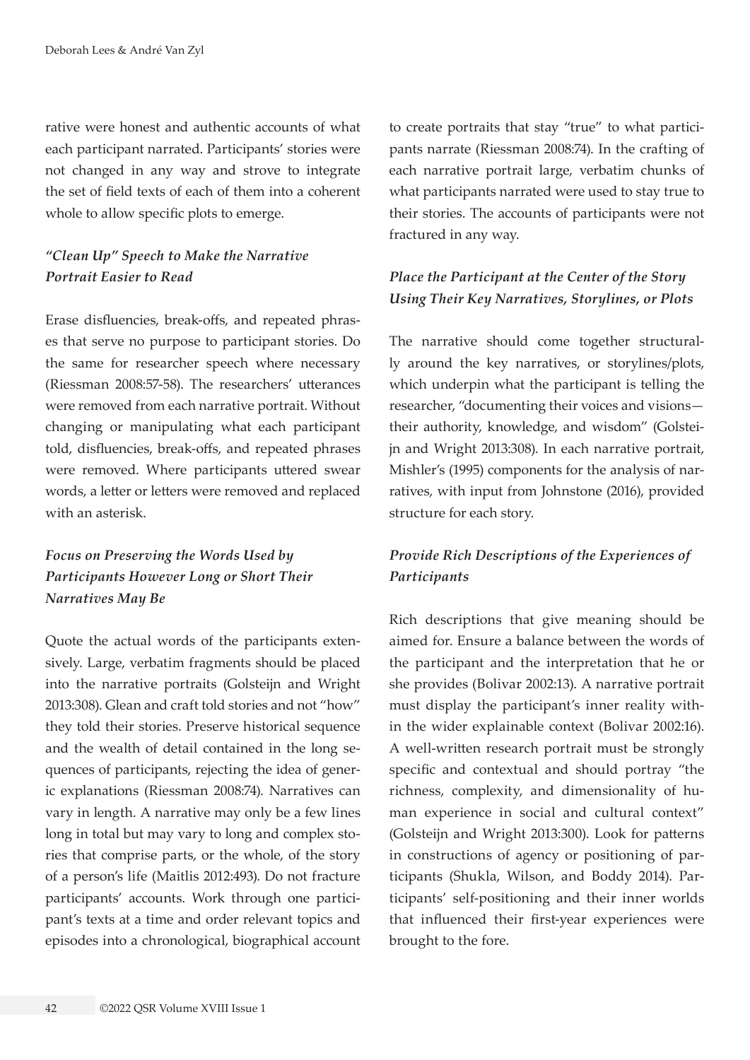rative were honest and authentic accounts of what each participant narrated. Participants' stories were not changed in any way and strove to integrate the set of field texts of each of them into a coherent whole to allow specific plots to emerge.

### *"Clean Up" Speech to Make the Narrative Portrait Easier to Read*

Erase disfluencies, break-offs, and repeated phrases that serve no purpose to participant stories. Do the same for researcher speech where necessary (Riessman 2008:57-58). The researchers' utterances were removed from each narrative portrait. Without changing or manipulating what each participant told, disfluencies, break-offs, and repeated phrases were removed. Where participants uttered swear words, a letter or letters were removed and replaced with an asterisk.

### *Focus on Preserving the Words Used by Participants However Long or Short Their Narratives May Be*

Quote the actual words of the participants extensively. Large, verbatim fragments should be placed into the narrative portraits (Golsteijn and Wright 2013:308). Glean and craft told stories and not "how" they told their stories. Preserve historical sequence and the wealth of detail contained in the long sequences of participants, rejecting the idea of generic explanations (Riessman 2008:74). Narratives can vary in length. A narrative may only be a few lines long in total but may vary to long and complex stories that comprise parts, or the whole, of the story of a person's life (Maitlis 2012:493). Do not fracture participants' accounts. Work through one participant's texts at a time and order relevant topics and episodes into a chronological, biographical account to create portraits that stay "true" to what participants narrate (Riessman 2008:74). In the crafting of each narrative portrait large, verbatim chunks of what participants narrated were used to stay true to their stories. The accounts of participants were not fractured in any way.

### *Place the Participant at the Center of the Story Using Their Key Narratives, Storylines, or Plots*

The narrative should come together structurally around the key narratives, or storylines/plots, which underpin what the participant is telling the researcher, "documenting their voices and visions—their authority, knowledge, and wisdom" (Golsteijn and Wright 2013:308). In each narrative portrait, Mishler's (1995) components for the analysis of narratives, with input from Johnstone (2016), provided structure for each story.

### *Provide Rich Descriptions of the Experiences of Participants*

Rich descriptions that give meaning should be aimed for. Ensure a balance between the words of the participant and the interpretation that he or she provides (Bolivar 2002:13). A narrative portrait must display the participant's inner reality within the wider explainable context (Bolivar 2002:16). A well-written research portrait must be strongly specific and contextual and should portray "the richness, complexity, and dimensionality of human experience in social and cultural context" (Golsteijn and Wright 2013:300). Look for patterns in constructions of agency or positioning of participants (Shukla, Wilson, and Boddy 2014). Participants' self-positioning and their inner worlds that influenced their first-year experiences were brought to the fore.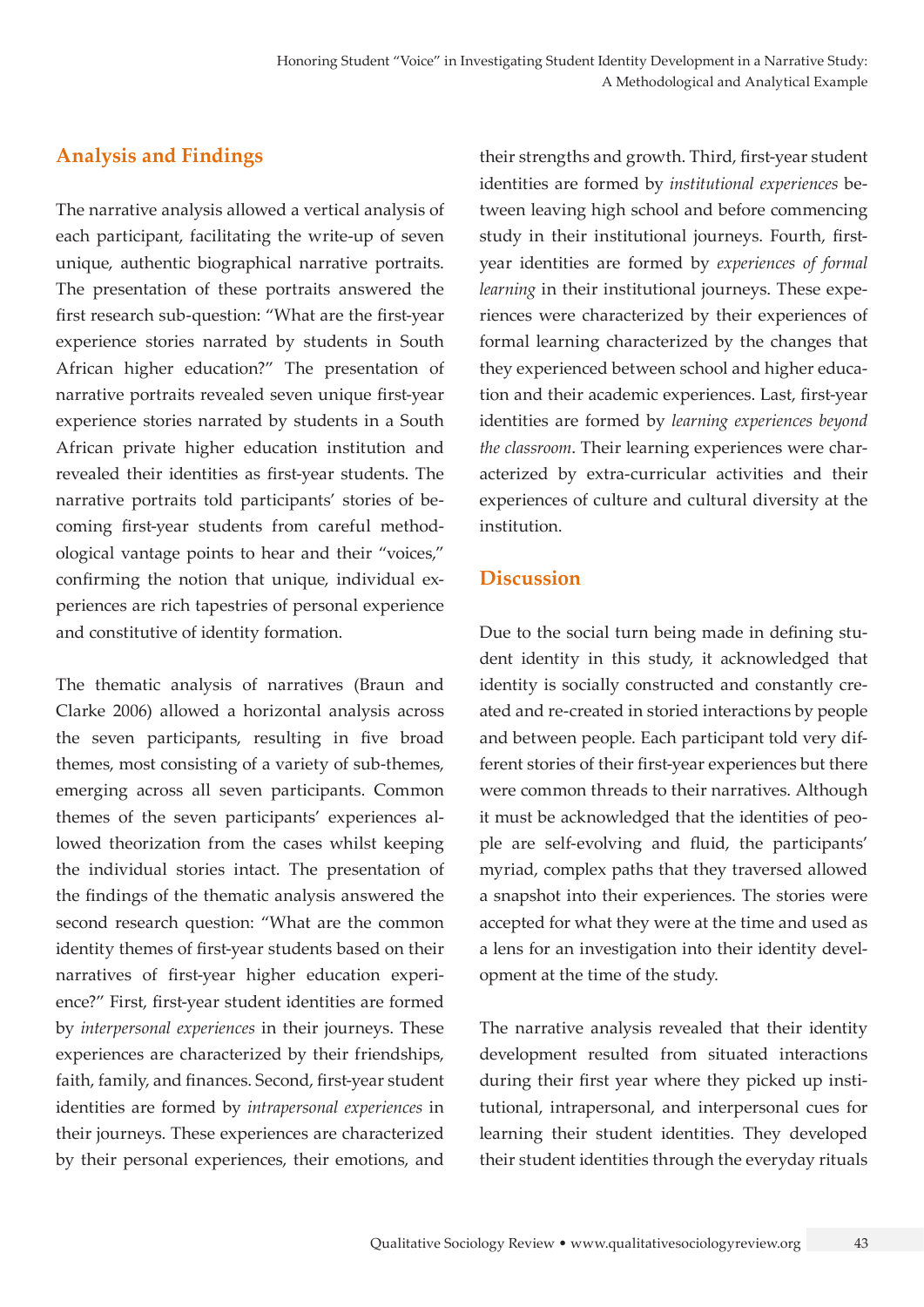## Analysis and Findings

The narrative analysis allowed a vertical analysis of each participant, facilitating the write-up of seven unique, authentic biographical narrative portraits. The presentation of these portraits answered the first research sub-question: "What are the first-year experience stories narrated by students in South African higher education?" The presentation of narrative portraits revealed seven unique first-year experience stories narrated by students in a South African private higher education institution and revealed their identities as first-year students. The narrative portraits told participants' stories of becoming first-year students from careful methodological vantage points to hear and their "voices," confirming the notion that unique, individual experiences are rich tapestries of personal experience and constitutive of identity formation.

The thematic analysis of narratives (Braun and Clarke 2006) allowed a horizontal analysis across the seven participants, resulting in five broad themes, most consisting of a variety of sub-themes, emerging across all seven participants. Common themes of the seven participants' experiences allowed theorization from the cases whilst keeping the individual stories intact. The presentation of the findings of the thematic analysis answered the second research question: "What are the common identity themes of first-year students based on their narratives of first-year higher education experience?" First, first-year student identities are formed by *interpersonal experiences* in their journeys. These experiences are characterized by their friendships, faith, family, and finances. Second, first-year student identities are formed by *intrapersonal experiences* in their journeys. These experiences are characterized by their personal experiences, their emotions, and their strengths and growth. Third, first-year student identities are formed by *institutional experiences* between leaving high school and before commencing study in their institutional journeys. Fourth, first-year identities are formed by *experiences of formal learning* in their institutional journeys. These experiences were characterized by their experiences of formal learning characterized by the changes that they experienced between school and higher education and their academic experiences. Last, first-year identities are formed by *learning experiences beyond the classroom*. Their learning experiences were characterized by extra-curricular activities and their experiences of culture and cultural diversity at the institution.

## Discussion

Due to the social turn being made in defining student identity in this study, it acknowledged that identity is socially constructed and constantly created and re-created in storied interactions by people and between people. Each participant told very different stories of their first-year experiences but there were common threads to their narratives. Although it must be acknowledged that the identities of people are self-evolving and fluid, the participants' myriad, complex paths that they traversed allowed a snapshot into their experiences. The stories were accepted for what they were at the time and used as a lens for an investigation into their identity development at the time of the study.

The narrative analysis revealed that their identity development resulted from situated interactions during their first year where they picked up institutional, intrapersonal, and interpersonal cues for learning their student identities. They developed their student identities through the everyday rituals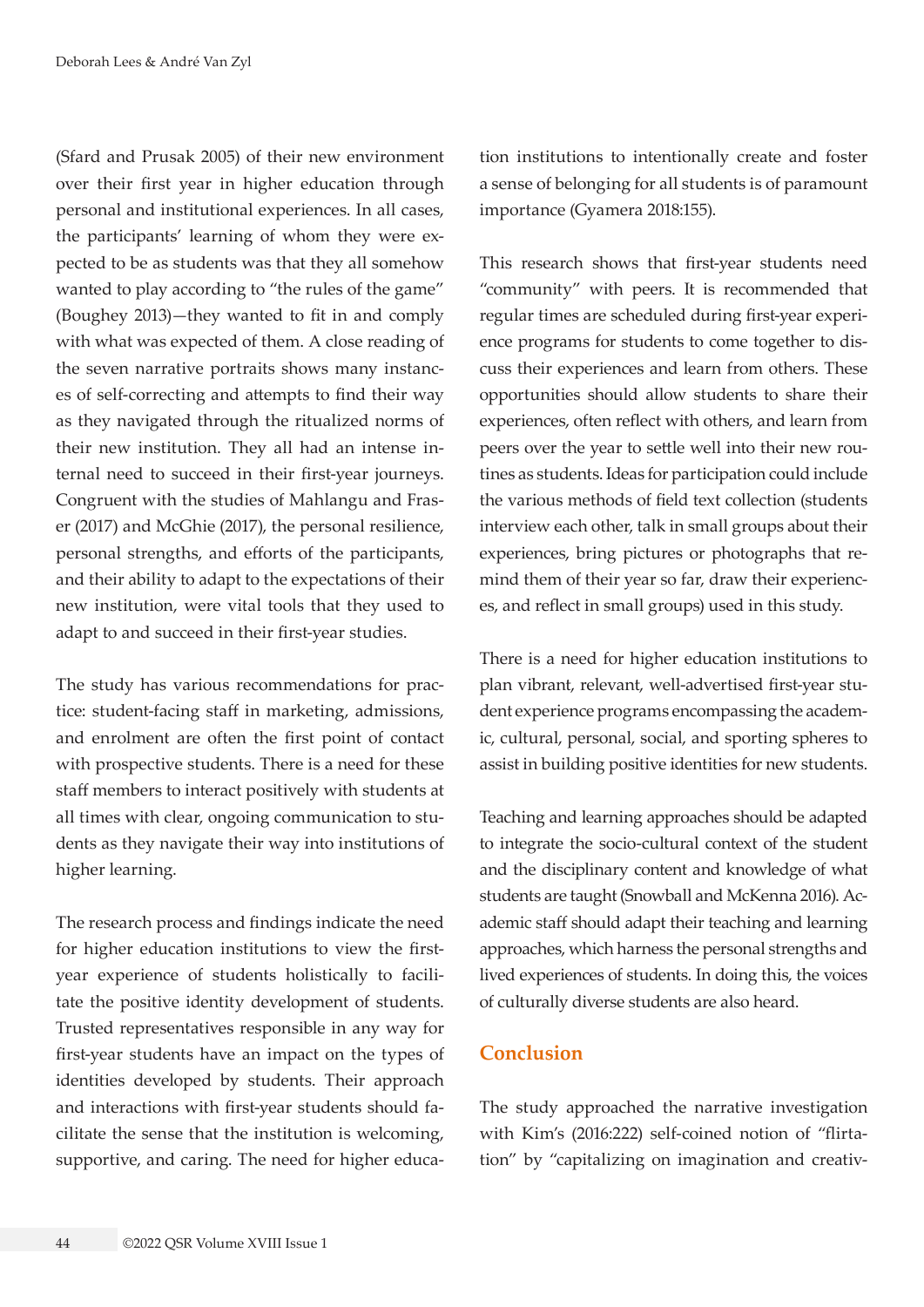(Sfard and Prusak 2005) of their new environment over their first year in higher education through personal and institutional experiences. In all cases, the participants' learning of whom they were expected to be as students was that they all somehow wanted to play according to "the rules of the game" (Boughey 2013)—they wanted to fit in and comply with what was expected of them. A close reading of the seven narrative portraits shows many instances of self-correcting and attempts to find their way as they navigated through the ritualized norms of their new institution. They all had an intense internal need to succeed in their first-year journeys. Congruent with the studies of Mahlangu and Fraser (2017) and McGhie (2017), the personal resilience, personal strengths, and efforts of the participants, and their ability to adapt to the expectations of their new institution, were vital tools that they used to adapt to and succeed in their first-year studies.

The study has various recommendations for practice: student-facing staff in marketing, admissions, and enrolment are often the first point of contact with prospective students. There is a need for these staff members to interact positively with students at all times with clear, ongoing communication to students as they navigate their way into institutions of higher learning.

The research process and findings indicate the need for higher education institutions to view the first-year experience of students holistically to facilitate the positive identity development of students. Trusted representatives responsible in any way for first-year students have an impact on the types of identities developed by students. Their approach and interactions with first-year students should facilitate the sense that the institution is welcoming, supportive, and caring. The need for higher education institutions to intentionally create and foster a sense of belonging for all students is of paramount importance (Gyamera 2018:155).

This research shows that first-year students need "community" with peers. It is recommended that regular times are scheduled during first-year experience programs for students to come together to discuss their experiences and learn from others. These opportunities should allow students to share their experiences, often reflect with others, and learn from peers over the year to settle well into their new routines as students. Ideas for participation could include the various methods of field text collection (students interview each other, talk in small groups about their experiences, bring pictures or photographs that remind them of their year so far, draw their experiences, and reflect in small groups) used in this study.

There is a need for higher education institutions to plan vibrant, relevant, well-advertised first-year student experience programs encompassing the academic, cultural, personal, social, and sporting spheres to assist in building positive identities for new students.

Teaching and learning approaches should be adapted to integrate the socio-cultural context of the student and the disciplinary content and knowledge of what students are taught (Snowball and McKenna 2016). Academic staff should adapt their teaching and learning approaches, which harness the personal strengths and lived experiences of students. In doing this, the voices of culturally diverse students are also heard.

## Conclusion

The study approached the narrative investigation with Kim's (2016:222) self-coined notion of "flirtation" by "capitalizing on imagination and creativ-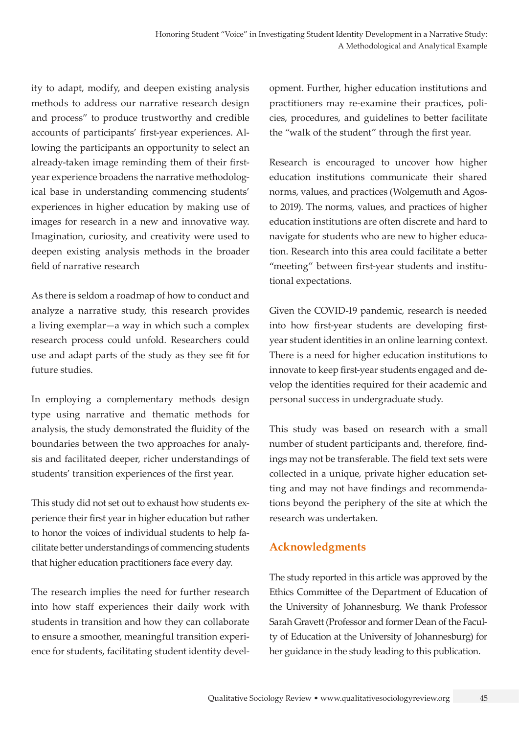ity to adapt, modify, and deepen existing analysis methods to address our narrative research design and process" to produce trustworthy and credible accounts of participants' first-year experiences. Allowing the participants an opportunity to select an already-taken image reminding them of their first-year experience broadens the narrative methodological base in understanding commencing students' experiences in higher education by making use of images for research in a new and innovative way. Imagination, curiosity, and creativity were used to deepen existing analysis methods in the broader field of narrative research

As there is seldom a roadmap of how to conduct and analyze a narrative study, this research provides a living exemplar—a way in which such a complex research process could unfold. Researchers could use and adapt parts of the study as they see fit for future studies.

In employing a complementary methods design type using narrative and thematic methods for analysis, the study demonstrated the fluidity of the boundaries between the two approaches for analysis and facilitated deeper, richer understandings of students' transition experiences of the first year.

This study did not set out to exhaust how students experience their first year in higher education but rather to honor the voices of individual students to help facilitate better understandings of commencing students that higher education practitioners face every day.

The research implies the need for further research into how staff experiences their daily work with students in transition and how they can collaborate to ensure a smoother, meaningful transition experience for students, facilitating student identity development. Further, higher education institutions and practitioners may re-examine their practices, policies, procedures, and guidelines to better facilitate the "walk of the student" through the first year.

Research is encouraged to uncover how higher education institutions communicate their shared norms, values, and practices (Wolgemuth and Agosto 2019). The norms, values, and practices of higher education institutions are often discrete and hard to navigate for students who are new to higher education. Research into this area could facilitate a better "meeting" between first-year students and institutional expectations.

Given the COVID-19 pandemic, research is needed into how first-year students are developing first-year student identities in an online learning context. There is a need for higher education institutions to innovate to keep first-year students engaged and develop the identities required for their academic and personal success in undergraduate study.

This study was based on research with a small number of student participants and, therefore, findings may not be transferable. The field text sets were collected in a unique, private higher education setting and may not have findings and recommendations beyond the periphery of the site at which the research was undertaken.

## Acknowledgments

The study reported in this article was approved by the Ethics Committee of the Department of Education of the University of Johannesburg. We thank Professor Sarah Gravett (Professor and former Dean of the Faculty of Education at the University of Johannesburg) for her guidance in the study leading to this publication.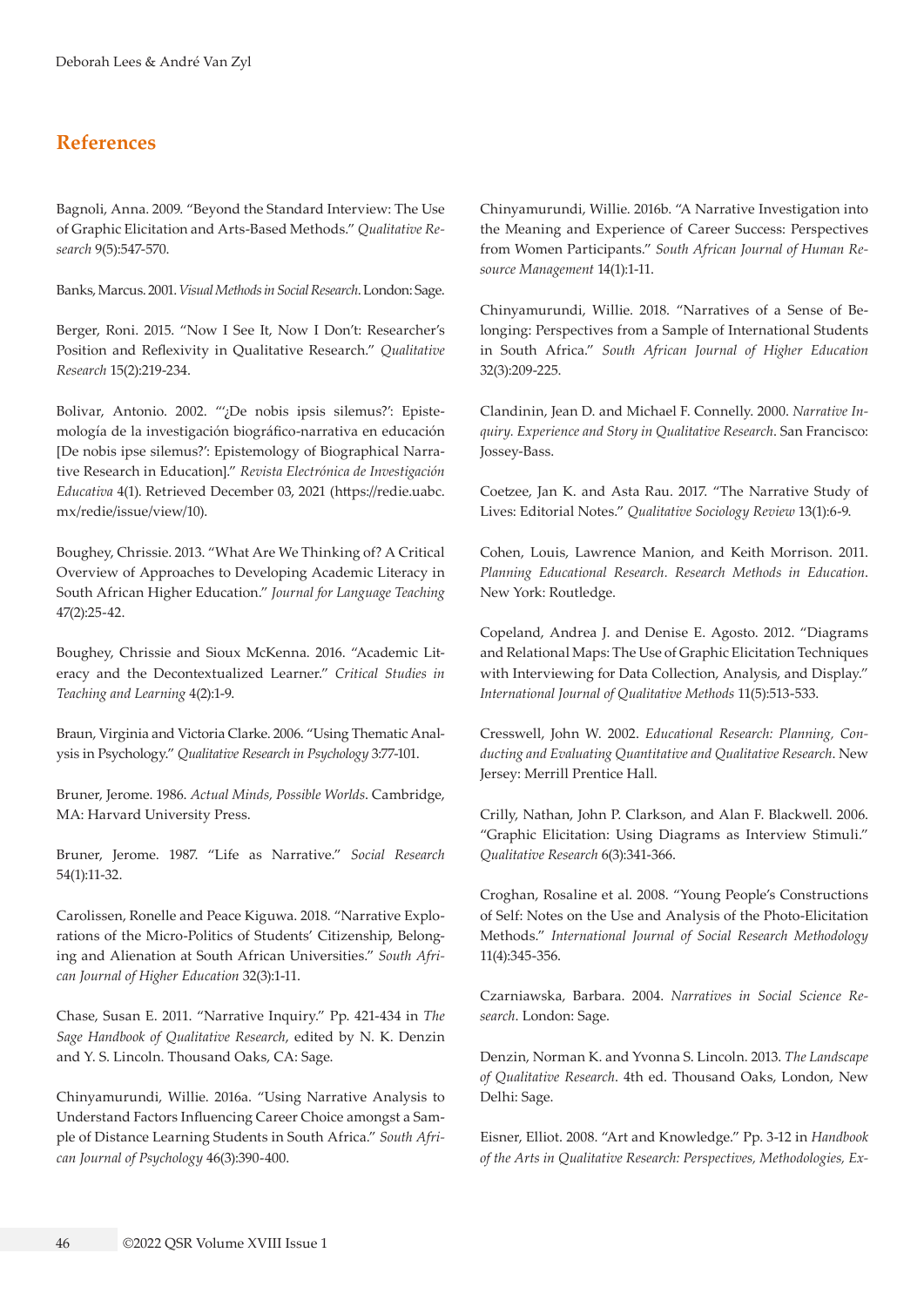## References

Bagnoli, Anna. 2009. "Beyond the Standard Interview: The Use of Graphic Elicitation and Arts-Based Methods." *Qualitative Research* 9(5):547-570.

Banks, Marcus. 2001. *Visual Methods in Social Research*. London: Sage.

Berger, Roni. 2015. "Now I See It, Now I Don't: Researcher's Position and Reflexivity in Qualitative Research." *Qualitative Research* 15(2):219-234.

Bolivar, Antonio. 2002. "'¿De nobis ipsis silemus?': Epistemología de la investigación biográfico-narrativa en educación [De nobis ipse silemus?': Epistemology of Biographical Narrative Research in Education]." *Revista Electrónica de Investigación Educativa* 4(1). Retrieved December 03, 2021 (https://redie.uabc.mx/redie/issue/view/10).

Boughey, Chrissie. 2013. "What Are We Thinking of? A Critical Overview of Approaches to Developing Academic Literacy in South African Higher Education." *Journal for Language Teaching* 47(2):25-42.

Boughey, Chrissie and Sioux McKenna. 2016. "Academic Literacy and the Decontextualized Learner." *Critical Studies in Teaching and Learning* 4(2):1-9.

Braun, Virginia and Victoria Clarke. 2006. "Using Thematic Analysis in Psychology." *Qualitative Research in Psychology* 3:77-101.

Bruner, Jerome. 1986. *Actual Minds, Possible Worlds*. Cambridge, MA: Harvard University Press.

Bruner, Jerome. 1987. "Life as Narrative." *Social Research* 54(1):11-32.

Carolissen, Ronelle and Peace Kiguwa. 2018. "Narrative Explorations of the Micro-Politics of Students' Citizenship, Belonging and Alienation at South African Universities." *South African Journal of Higher Education* 32(3):1-11.

Chase, Susan E. 2011. "Narrative Inquiry." Pp. 421-434 in *The Sage Handbook of Qualitative Research*, edited by N. K. Denzin and Y. S. Lincoln. Thousand Oaks, CA: Sage.

Chinyamurundi, Willie. 2016a. "Using Narrative Analysis to Understand Factors Influencing Career Choice amongst a Sample of Distance Learning Students in South Africa." *South African Journal of Psychology* 46(3):390-400.

Chinyamurundi, Willie. 2016b. "A Narrative Investigation into the Meaning and Experience of Career Success: Perspectives from Women Participants." *South African Journal of Human Resource Management* 14(1):1-11.

Chinyamurundi, Willie. 2018. "Narratives of a Sense of Belonging: Perspectives from a Sample of International Students in South Africa." *South African Journal of Higher Education* 32(3):209-225.

Clandinin, Jean D. and Michael F. Connelly. 2000. *Narrative Inquiry. Experience and Story in Qualitative Research*. San Francisco: Jossey-Bass.

Coetzee, Jan K. and Asta Rau. 2017. "The Narrative Study of Lives: Editorial Notes." *Qualitative Sociology Review* 13(1):6-9.

Cohen, Louis, Lawrence Manion, and Keith Morrison. 2011. *Planning Educational Research. Research Methods in Education*. New York: Routledge.

Copeland, Andrea J. and Denise E. Agosto. 2012. "Diagrams and Relational Maps: The Use of Graphic Elicitation Techniques with Interviewing for Data Collection, Analysis, and Display." *International Journal of Qualitative Methods* 11(5):513-533.

Cresswell, John W. 2002. *Educational Research: Planning, Conducting and Evaluating Quantitative and Qualitative Research*. New Jersey: Merrill Prentice Hall.

Crilly, Nathan, John P. Clarkson, and Alan F. Blackwell. 2006. "Graphic Elicitation: Using Diagrams as Interview Stimuli." *Qualitative Research* 6(3):341-366.

Croghan, Rosaline et al. 2008. "Young People's Constructions of Self: Notes on the Use and Analysis of the Photo-Elicitation Methods." *International Journal of Social Research Methodology* 11(4):345-356.

Czarniawska, Barbara. 2004. *Narratives in Social Science Research*. London: Sage.

Denzin, Norman K. and Yvonna S. Lincoln. 2013. *The Landscape of Qualitative Research*. 4th ed. Thousand Oaks, London, New Delhi: Sage.

Eisner, Elliot. 2008. "Art and Knowledge." Pp. 3-12 in *Handbook of the Arts in Qualitative Research: Perspectives, Methodologies, Ex-*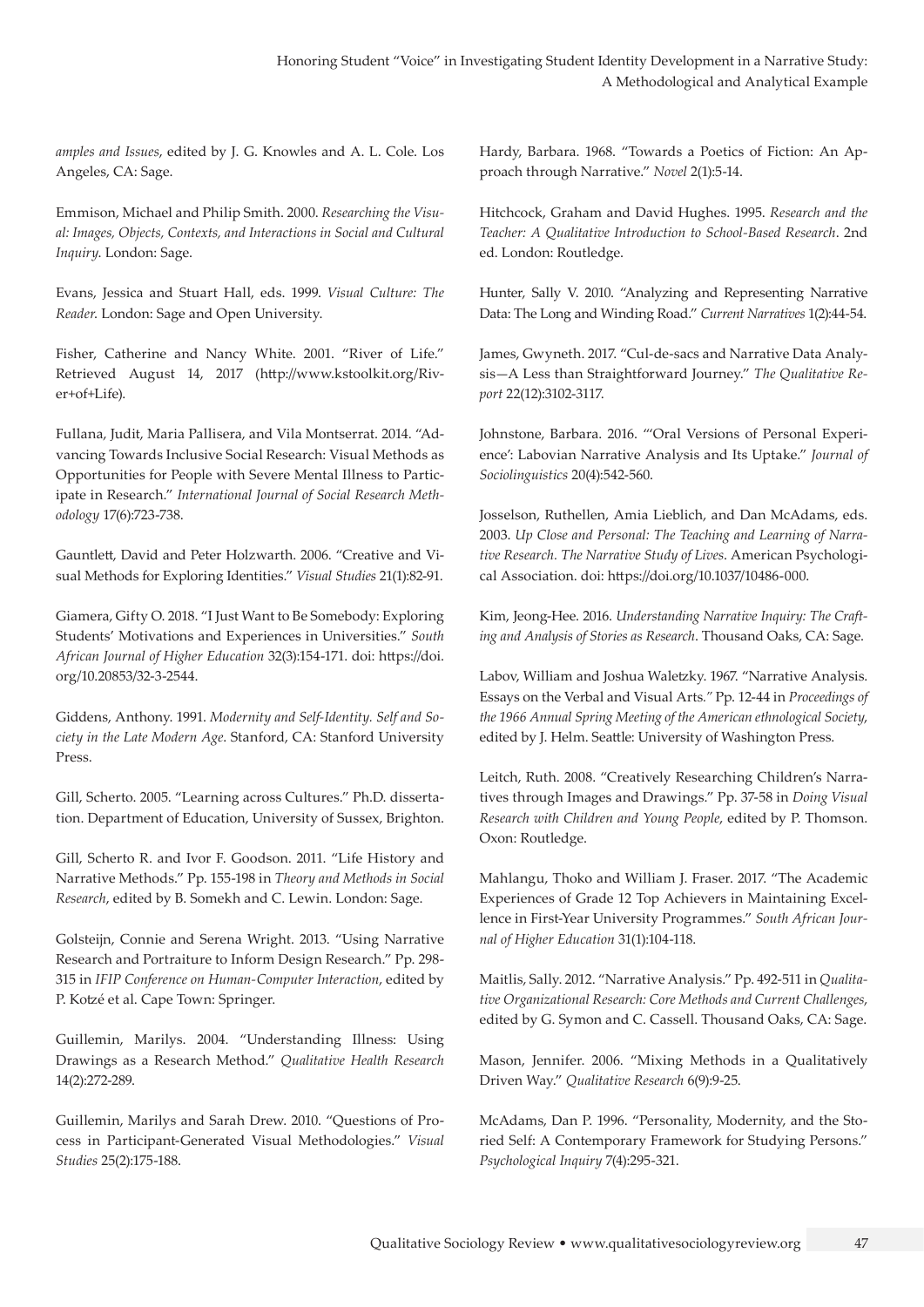*amples and Issues*, edited by J. G. Knowles and A. L. Cole. Los Angeles, CA: Sage.

Emmison, Michael and Philip Smith. 2000. *Researching the Visual: Images, Objects, Contexts, and Interactions in Social and Cultural Inquiry*. London: Sage.

Evans, Jessica and Stuart Hall, eds. 1999. *Visual Culture: The Reader*. London: Sage and Open University.

Fisher, Catherine and Nancy White. 2001. "River of Life." Retrieved August 14, 2017 (http://www.kstoolkit.org/River+of+Life).

Fullana, Judit, Maria Pallisera, and Vila Montserrat. 2014. "Advancing Towards Inclusive Social Research: Visual Methods as Opportunities for People with Severe Mental Illness to Participate in Research." *International Journal of Social Research Methodology* 17(6):723-738.

Gauntlett, David and Peter Holzwarth. 2006. "Creative and Visual Methods for Exploring Identities." *Visual Studies* 21(1):82-91.

Giamera, Gifty O. 2018. "I Just Want to Be Somebody: Exploring Students' Motivations and Experiences in Universities." *South African Journal of Higher Education* 32(3):154-171. doi: https://doi.org/10.20853/32-3-2544.

Giddens, Anthony. 1991. *Modernity and Self-Identity. Self and Society in the Late Modern Age*. Stanford, CA: Stanford University Press.

Gill, Scherto. 2005. "Learning across Cultures." Ph.D. dissertation. Department of Education, University of Sussex, Brighton.

Gill, Scherto R. and Ivor F. Goodson. 2011. "Life History and Narrative Methods." Pp. 155-198 in *Theory and Methods in Social Research*, edited by B. Somekh and C. Lewin. London: Sage.

Golsteijn, Connie and Serena Wright. 2013. "Using Narrative Research and Portraiture to Inform Design Research." Pp. 298-315 in *IFIP Conference on Human-Computer Interaction*, edited by P. Kotzé et al. Cape Town: Springer.

Guillemin, Marilys. 2004. "Understanding Illness: Using Drawings as a Research Method." *Qualitative Health Research* 14(2):272-289.

Guillemin, Marilys and Sarah Drew. 2010. "Questions of Process in Participant-Generated Visual Methodologies." *Visual Studies* 25(2):175-188.

Hardy, Barbara. 1968. "Towards a Poetics of Fiction: An Approach through Narrative." *Novel* 2(1):5-14.

Hitchcock, Graham and David Hughes. 1995. *Research and the Teacher: A Qualitative Introduction to School-Based Research*. 2nd ed. London: Routledge.

Hunter, Sally V. 2010. "Analyzing and Representing Narrative Data: The Long and Winding Road." *Current Narratives* 1(2):44-54.

James, Gwyneth. 2017. "Cul-de-sacs and Narrative Data Analysis—A Less than Straightforward Journey." *The Qualitative Report* 22(12):3102-3117.

Johnstone, Barbara. 2016. "'Oral Versions of Personal Experience': Labovian Narrative Analysis and Its Uptake." *Journal of Sociolinguistics* 20(4):542-560.

Josselson, Ruthellen, Amia Lieblich, and Dan McAdams, eds. 2003. *Up Close and Personal: The Teaching and Learning of Narrative Research. The Narrative Study of Lives*. American Psychological Association. doi: https://doi.org/10.1037/10486-000.

Kim, Jeong-Hee. 2016. *Understanding Narrative Inquiry: The Crafting and Analysis of Stories as Research*. Thousand Oaks, CA: Sage.

Labov, William and Joshua Waletzky. 1967. "Narrative Analysis. Essays on the Verbal and Visual Arts." Pp. 12-44 in *Proceedings of the 1966 Annual Spring Meeting of the American ethnological Society*, edited by J. Helm. Seattle: University of Washington Press.

Leitch, Ruth. 2008. "Creatively Researching Children's Narratives through Images and Drawings." Pp. 37-58 in *Doing Visual Research with Children and Young People*, edited by P. Thomson. Oxon: Routledge.

Mahlangu, Thoko and William J. Fraser. 2017. "The Academic Experiences of Grade 12 Top Achievers in Maintaining Excellence in First-Year University Programmes." *South African Journal of Higher Education* 31(1):104-118.

Maitlis, Sally. 2012. "Narrative Analysis." Pp. 492-511 in *Qualitative Organizational Research: Core Methods and Current Challenges*, edited by G. Symon and C. Cassell. Thousand Oaks, CA: Sage.

Mason, Jennifer. 2006. "Mixing Methods in a Qualitatively Driven Way." *Qualitative Research* 6(9):9-25.

McAdams, Dan P. 1996. "Personality, Modernity, and the Storied Self: A Contemporary Framework for Studying Persons." *Psychological Inquiry* 7(4):295-321.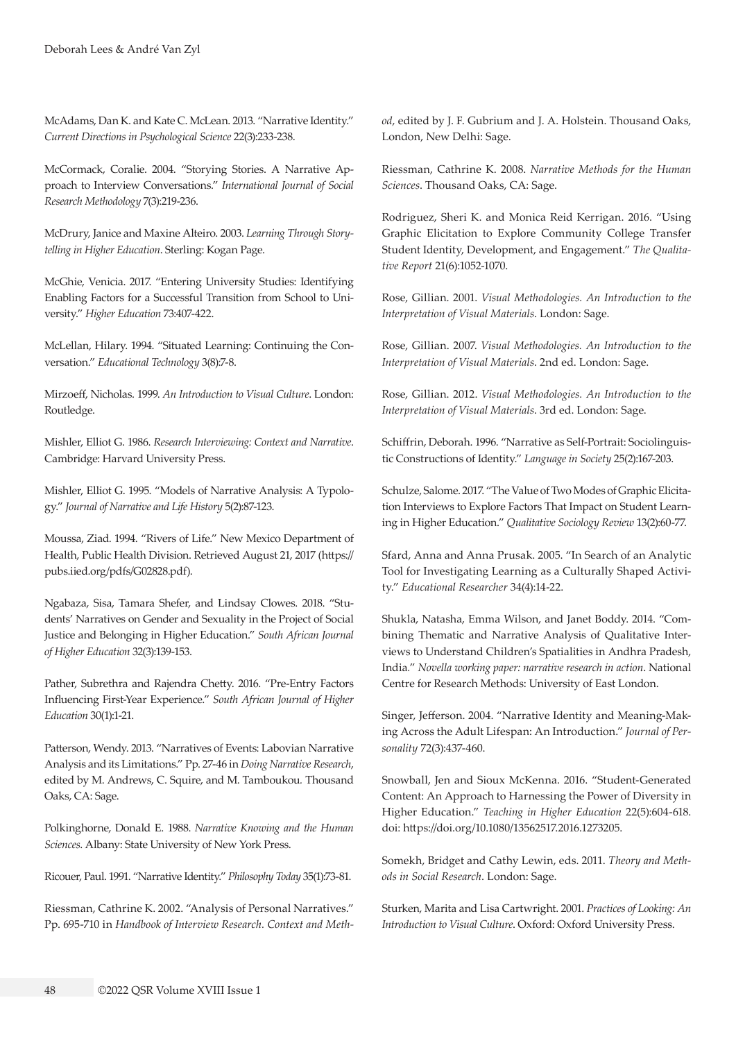McAdams, Dan K. and Kate C. McLean. 2013. "Narrative Identity." *Current Directions in Psychological Science* 22(3):233-238.

McCormack, Coralie. 2004. "Storying Stories. A Narrative Approach to Interview Conversations." *International Journal of Social Research Methodology* 7(3):219-236.

McDrury, Janice and Maxine Alteiro. 2003. *Learning Through Storytelling in Higher Education*. Sterling: Kogan Page.

McGhie, Venicia. 2017. "Entering University Studies: Identifying Enabling Factors for a Successful Transition from School to University." *Higher Education* 73:407-422.

McLellan, Hilary. 1994. "Situated Learning: Continuing the Conversation." *Educational Technology* 3(8):7-8.

Mirzoeff, Nicholas. 1999. *An Introduction to Visual Culture*. London: Routledge.

Mishler, Elliot G. 1986. *Research Interviewing: Context and Narrative*. Cambridge: Harvard University Press.

Mishler, Elliot G. 1995. "Models of Narrative Analysis: A Typology." *Journal of Narrative and Life History* 5(2):87-123.

Moussa, Ziad. 1994. "Rivers of Life." New Mexico Department of Health, Public Health Division. Retrieved August 21, 2017 (https://pubs.iied.org/pdfs/G02828.pdf).

Ngabaza, Sisa, Tamara Shefer, and Lindsay Clowes. 2018. "Students' Narratives on Gender and Sexuality in the Project of Social Justice and Belonging in Higher Education." *South African Journal of Higher Education* 32(3):139-153.

Pather, Subrethra and Rajendra Chetty. 2016. "Pre-Entry Factors Influencing First-Year Experience." *South African Journal of Higher Education* 30(1):1-21.

Patterson, Wendy. 2013. "Narratives of Events: Labovian Narrative Analysis and its Limitations." Pp. 27-46 in *Doing Narrative Research*, edited by M. Andrews, C. Squire, and M. Tamboukou. Thousand Oaks, CA: Sage.

Polkinghorne, Donald E. 1988. *Narrative Knowing and the Human Sciences*. Albany: State University of New York Press.

Ricouer, Paul. 1991. "Narrative Identity." *Philosophy Today* 35(1):73-81.

Riessman, Cathrine K. 2002. "Analysis of Personal Narratives." Pp. 695-710 in *Handbook of Interview Research. Context and Method*, edited by J. F. Gubrium and J. A. Holstein. Thousand Oaks, London, New Delhi: Sage.

Riessman, Cathrine K. 2008. *Narrative Methods for the Human Sciences*. Thousand Oaks, CA: Sage.

Rodriguez, Sheri K. and Monica Reid Kerrigan. 2016. "Using Graphic Elicitation to Explore Community College Transfer Student Identity, Development, and Engagement." *The Qualitative Report* 21(6):1052-1070.

Rose, Gillian. 2001. *Visual Methodologies. An Introduction to the Interpretation of Visual Materials*. London: Sage.

Rose, Gillian. 2007. *Visual Methodologies. An Introduction to the Interpretation of Visual Materials*. 2nd ed. London: Sage.

Rose, Gillian. 2012. *Visual Methodologies. An Introduction to the Interpretation of Visual Materials*. 3rd ed. London: Sage.

Schiffrin, Deborah. 1996. "Narrative as Self-Portrait: Sociolinguistic Constructions of Identity." *Language in Society* 25(2):167-203.

Schulze, Salome. 2017. "The Value of Two Modes of Graphic Elicitation Interviews to Explore Factors That Impact on Student Learning in Higher Education." *Qualitative Sociology Review* 13(2):60-77.

Sfard, Anna and Anna Prusak. 2005. "In Search of an Analytic Tool for Investigating Learning as a Culturally Shaped Activity." *Educational Researcher* 34(4):14-22.

Shukla, Natasha, Emma Wilson, and Janet Boddy. 2014. "Combining Thematic and Narrative Analysis of Qualitative Interviews to Understand Children's Spatialities in Andhra Pradesh, India." *Novella working paper: narrative research in action*. National Centre for Research Methods: University of East London.

Singer, Jefferson. 2004. "Narrative Identity and Meaning-Making Across the Adult Lifespan: An Introduction." *Journal of Personality* 72(3):437-460.

Snowball, Jen and Sioux McKenna. 2016. "Student-Generated Content: An Approach to Harnessing the Power of Diversity in Higher Education." *Teaching in Higher Education* 22(5):604-618. doi: https://doi.org/10.1080/13562517.2016.1273205.

Somekh, Bridget and Cathy Lewin, eds. 2011. *Theory and Methods in Social Research*. London: Sage.

Sturken, Marita and Lisa Cartwright. 2001. *Practices of Looking: An Introduction to Visual Culture*. Oxford: Oxford University Press.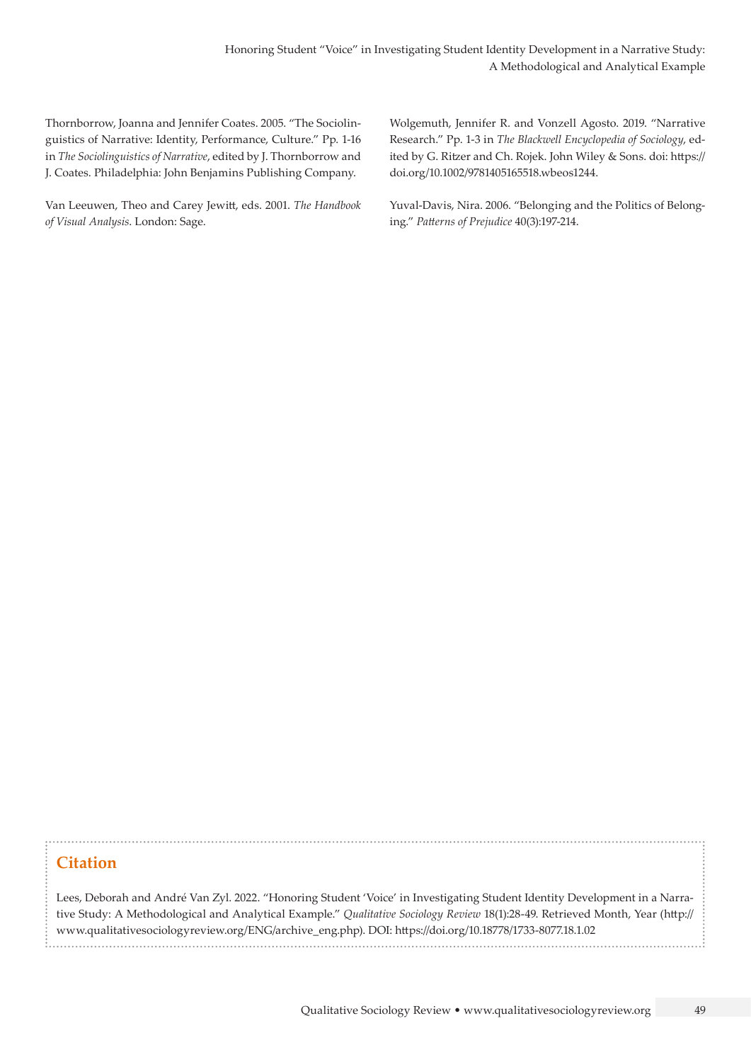Thornborrow, Joanna and Jennifer Coates. 2005. "The Sociolinguistics of Narrative: Identity, Performance, Culture." Pp. 1-16 in *The Sociolinguistics of Narrative*, edited by J. Thornborrow and J. Coates. Philadelphia: John Benjamins Publishing Company.

Van Leeuwen, Theo and Carey Jewitt, eds. 2001. *The Handbook of Visual Analysis*. London: Sage.

Wolgemuth, Jennifer R. and Vonzell Agosto. 2019. "Narrative Research." Pp. 1-3 in *The Blackwell Encyclopedia of Sociology*, edited by G. Ritzer and Ch. Rojek. John Wiley & Sons. doi: https://doi.org/10.1002/9781405165518.wbeos1244.

Yuval-Davis, Nira. 2006. "Belonging and the Politics of Belonging." *Patterns of Prejudice* 40(3):197-214.

## Citation

Lees, Deborah and André Van Zyl. 2022. "Honoring Student 'Voice' in Investigating Student Identity Development in a Narrative Study: A Methodological and Analytical Example." *Qualitative Sociology Review* 18(1):28-49. Retrieved Month, Year (http://www.qualitativesociologyreview.org/ENG/archive_eng.php). DOI: https://doi.org/10.18778/1733-8077.18.1.02